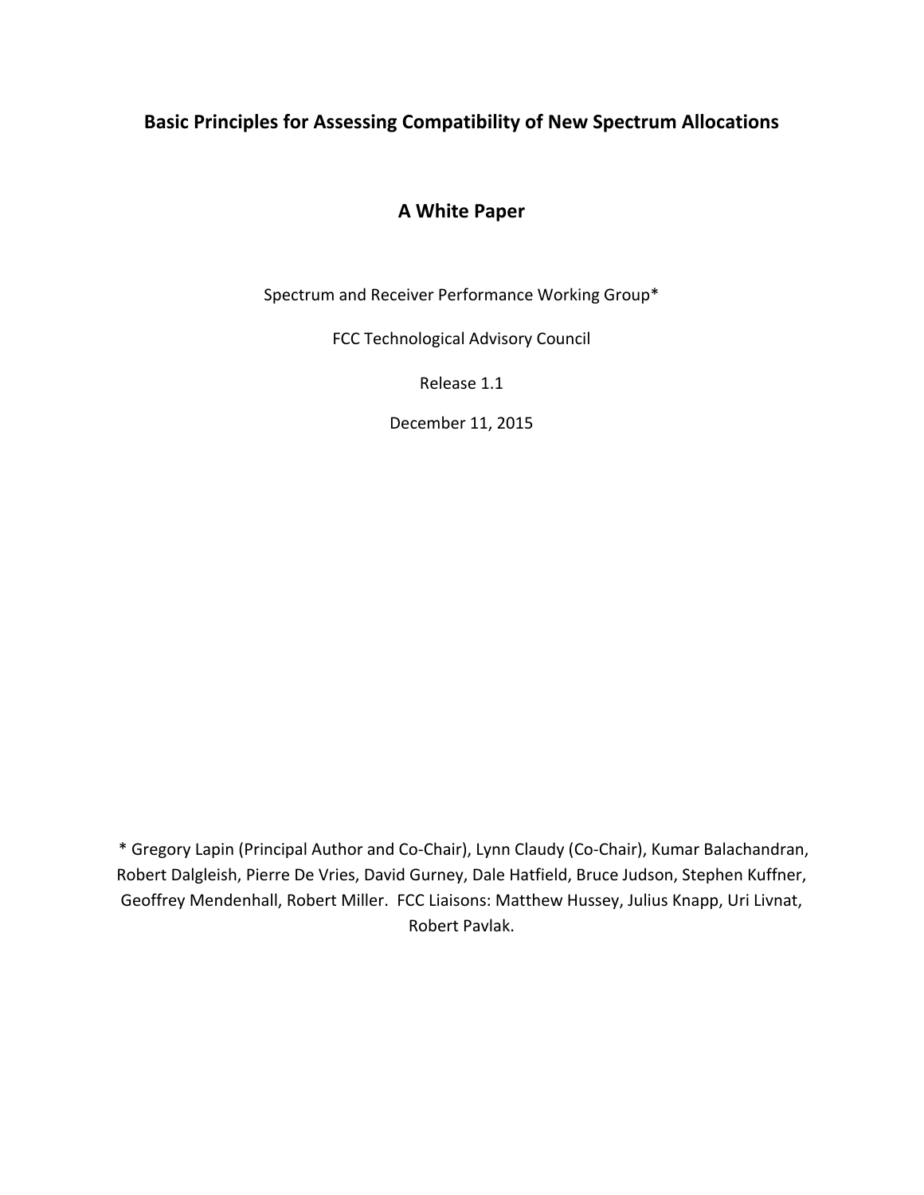# Basic Principles for Assessing Compatibility of New Spectrum Allocations

## A White Paper

Spectrum and Receiver Performance Working Group*

FCC Technological Advisory Council

Release 1.1

December 11, 2015

* Gregory Lapin (Principal Author and Co-Chair), Lynn Claudy (Co-Chair), Kumar Balachandran, Robert Dalgleish, Pierre De Vries, David Gurney, Dale Hatfield, Bruce Judson, Stephen Kuffner, Geoffrey Mendenhall, Robert Miller. FCC Liaisons: Matthew Hussey, Julius Knapp, Uri Livnat, Robert Pavlak.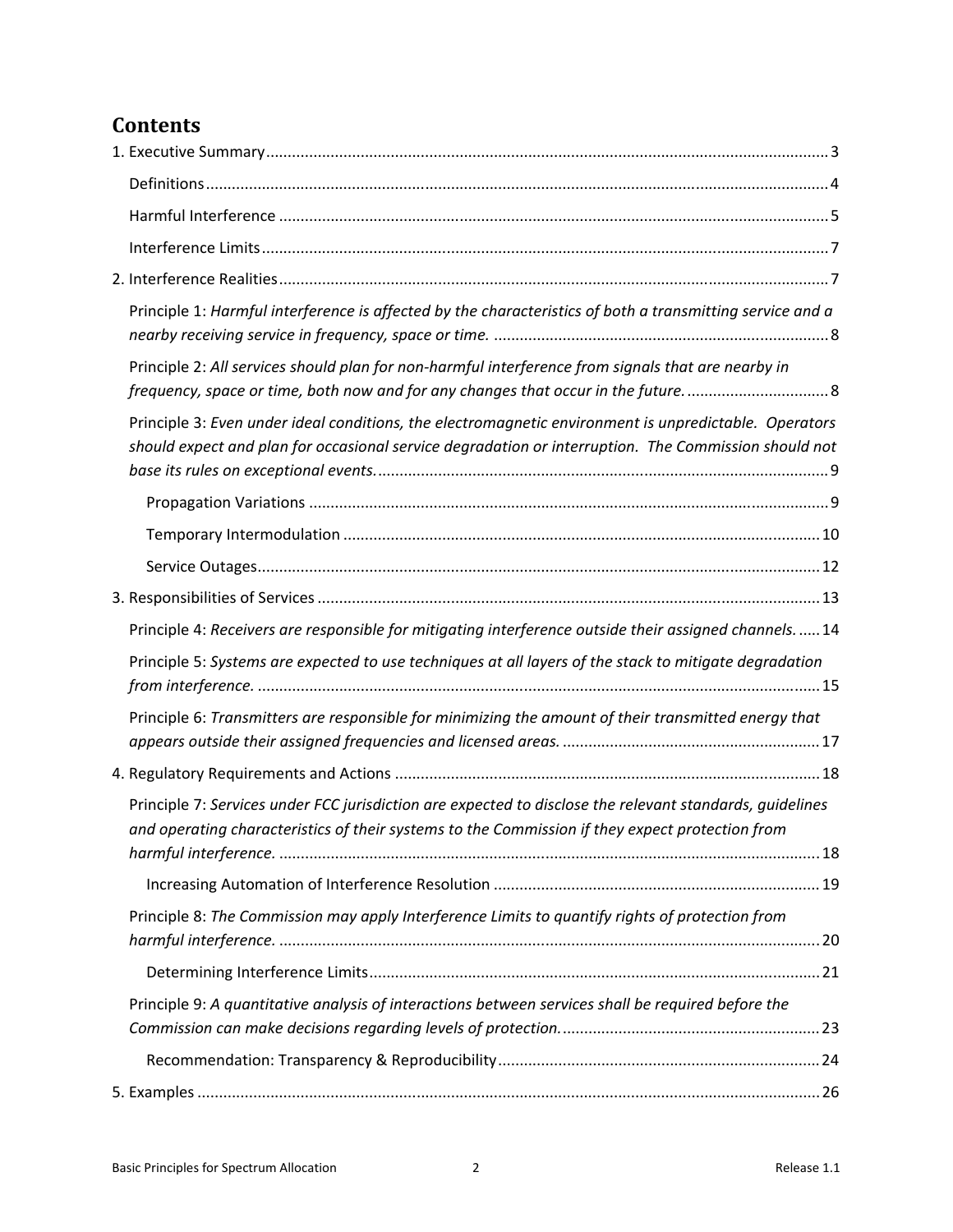## Contents

1. Executive Summary .......... 3
   - Definitions .......... 4
   - Harmful Interference .......... 5
   - Interference Limits .......... 7
2. Interference Realities .......... 7
   - Principle 1: *Harmful interference is affected by the characteristics of both a transmitting service and a nearby receiving service in frequency, space or time.* .......... 8
   - Principle 2: *All services should plan for non-harmful interference from signals that are nearby in frequency, space or time, both now and for any changes that occur in the future.* .......... 8
   - Principle 3: *Even under ideal conditions, the electromagnetic environment is unpredictable. Operators should expect and plan for occasional service degradation or interruption. The Commission should not base its rules on exceptional events.* .......... 9
     - Propagation Variations .......... 9
     - Temporary Intermodulation .......... 10
     - Service Outages .......... 12
3. Responsibilities of Services .......... 13
   - Principle 4: *Receivers are responsible for mitigating interference outside their assigned channels.* .......... 14
   - Principle 5: *Systems are expected to use techniques at all layers of the stack to mitigate degradation from interference.* .......... 15
   - Principle 6: *Transmitters are responsible for minimizing the amount of their transmitted energy that appears outside their assigned frequencies and licensed areas.* .......... 17
4. Regulatory Requirements and Actions .......... 18
   - Principle 7: *Services under FCC jurisdiction are expected to disclose the relevant standards, guidelines and operating characteristics of their systems to the Commission if they expect protection from harmful interference.* .......... 18
     - Increasing Automation of Interference Resolution .......... 19
   - Principle 8: *The Commission may apply Interference Limits to quantify rights of protection from harmful interference.* .......... 20
     - Determining Interference Limits .......... 21
   - Principle 9: *A quantitative analysis of interactions between services shall be required before the Commission can make decisions regarding levels of protection.* .......... 23
     - Recommendation: Transparency & Reproducibility .......... 24
5. Examples .......... 26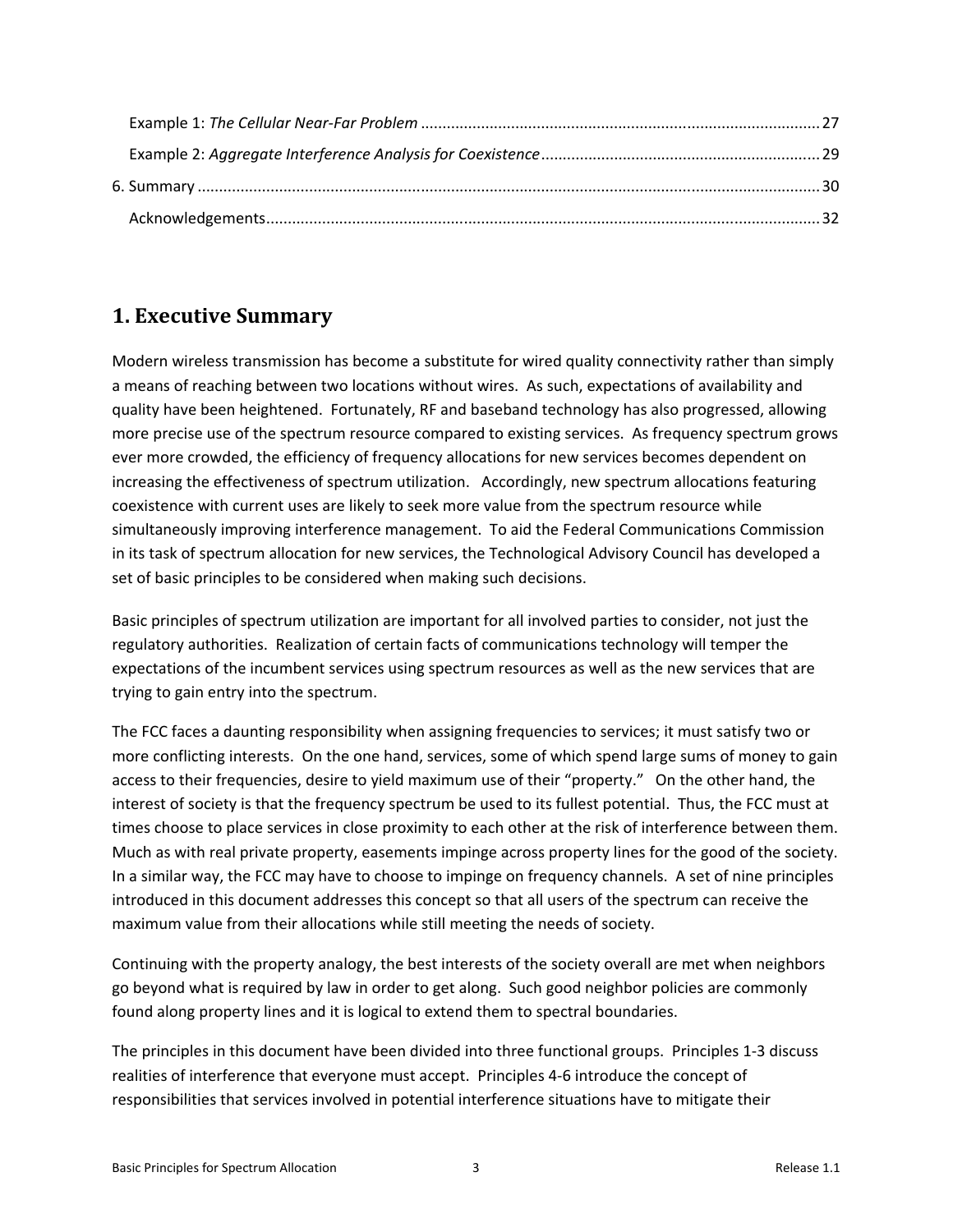Example 1: *The Cellular Near-Far Problem* ..... 27

Example 2: *Aggregate Interference Analysis for Coexistence* ..... 29

6. Summary ..... 30

Acknowledgements ..... 32

## 1. Executive Summary

Modern wireless transmission has become a substitute for wired quality connectivity rather than simply a means of reaching between two locations without wires. As such, expectations of availability and quality have been heightened. Fortunately, RF and baseband technology has also progressed, allowing more precise use of the spectrum resource compared to existing services. As frequency spectrum grows ever more crowded, the efficiency of frequency allocations for new services becomes dependent on increasing the effectiveness of spectrum utilization. Accordingly, new spectrum allocations featuring coexistence with current uses are likely to seek more value from the spectrum resource while simultaneously improving interference management. To aid the Federal Communications Commission in its task of spectrum allocation for new services, the Technological Advisory Council has developed a set of basic principles to be considered when making such decisions.

Basic principles of spectrum utilization are important for all involved parties to consider, not just the regulatory authorities. Realization of certain facts of communications technology will temper the expectations of the incumbent services using spectrum resources as well as the new services that are trying to gain entry into the spectrum.

The FCC faces a daunting responsibility when assigning frequencies to services; it must satisfy two or more conflicting interests. On the one hand, services, some of which spend large sums of money to gain access to their frequencies, desire to yield maximum use of their "property." On the other hand, the interest of society is that the frequency spectrum be used to its fullest potential. Thus, the FCC must at times choose to place services in close proximity to each other at the risk of interference between them. Much as with real private property, easements impinge across property lines for the good of the society. In a similar way, the FCC may have to choose to impinge on frequency channels. A set of nine principles introduced in this document addresses this concept so that all users of the spectrum can receive the maximum value from their allocations while still meeting the needs of society.

Continuing with the property analogy, the best interests of the society overall are met when neighbors go beyond what is required by law in order to get along. Such good neighbor policies are commonly found along property lines and it is logical to extend them to spectral boundaries.

The principles in this document have been divided into three functional groups. Principles 1-3 discuss realities of interference that everyone must accept. Principles 4-6 introduce the concept of responsibilities that services involved in potential interference situations have to mitigate their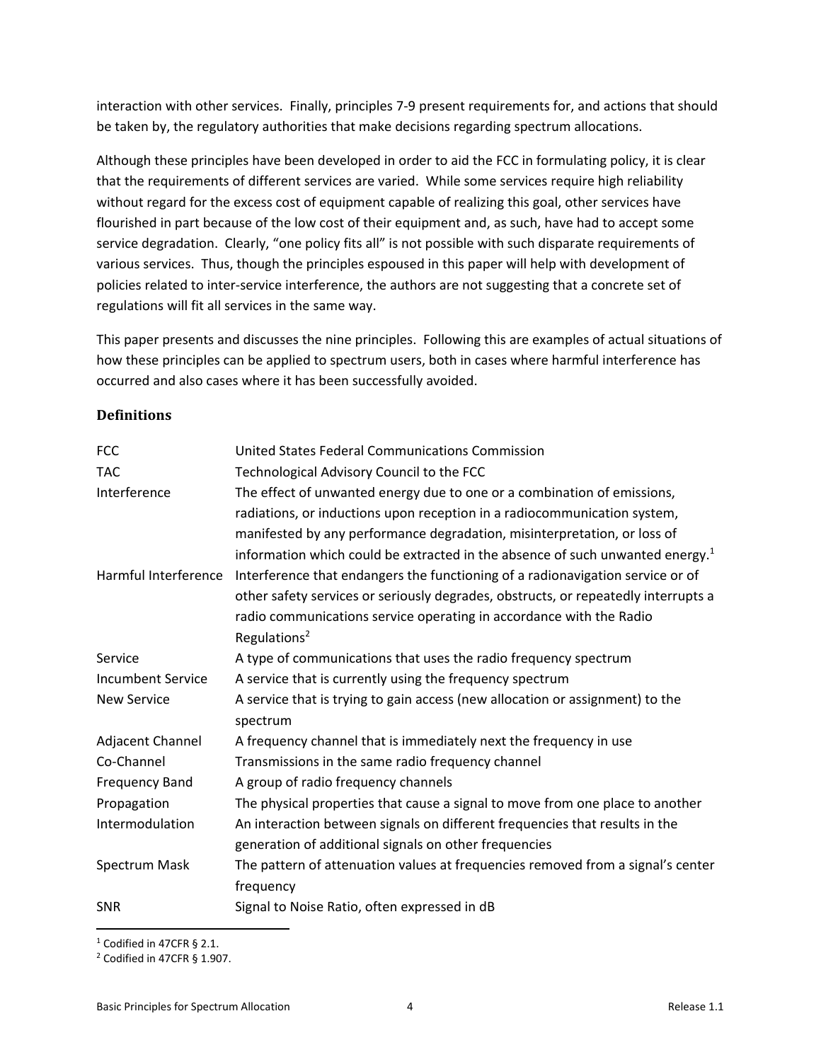interaction with other services. Finally, principles 7-9 present requirements for, and actions that should be taken by, the regulatory authorities that make decisions regarding spectrum allocations.

Although these principles have been developed in order to aid the FCC in formulating policy, it is clear that the requirements of different services are varied. While some services require high reliability without regard for the excess cost of equipment capable of realizing this goal, other services have flourished in part because of the low cost of their equipment and, as such, have had to accept some service degradation. Clearly, "one policy fits all" is not possible with such disparate requirements of various services. Thus, though the principles espoused in this paper will help with development of policies related to inter-service interference, the authors are not suggesting that a concrete set of regulations will fit all services in the same way.

This paper presents and discusses the nine principles. Following this are examples of actual situations of how these principles can be applied to spectrum users, both in cases where harmful interference has occurred and also cases where it has been successfully avoided.

### Definitions

| | |
|---|---|
| FCC | United States Federal Communications Commission |
| TAC | Technological Advisory Council to the FCC |
| Interference | The effect of unwanted energy due to one or a combination of emissions, radiations, or inductions upon reception in a radiocommunication system, manifested by any performance degradation, misinterpretation, or loss of information which could be extracted in the absence of such unwanted energy.[1] |
| Harmful Interference | Interference that endangers the functioning of a radionavigation service or of other safety services or seriously degrades, obstructs, or repeatedly interrupts a radio communications service operating in accordance with the Radio Regulations[2] |
| Service | A type of communications that uses the radio frequency spectrum |
| Incumbent Service | A service that is currently using the frequency spectrum |
| New Service | A service that is trying to gain access (new allocation or assignment) to the spectrum |
| Adjacent Channel | A frequency channel that is immediately next the frequency in use |
| Co-Channel | Transmissions in the same radio frequency channel |
| Frequency Band | A group of radio frequency channels |
| Propagation | The physical properties that cause a signal to move from one place to another |
| Intermodulation | An interaction between signals on different frequencies that results in the generation of additional signals on other frequencies |
| Spectrum Mask | The pattern of attenuation values at frequencies removed from a signal's center frequency |
| SNR | Signal to Noise Ratio, often expressed in dB |

[1] Codified in 47CFR § 2.1.

[2] Codified in 47CFR § 1.907.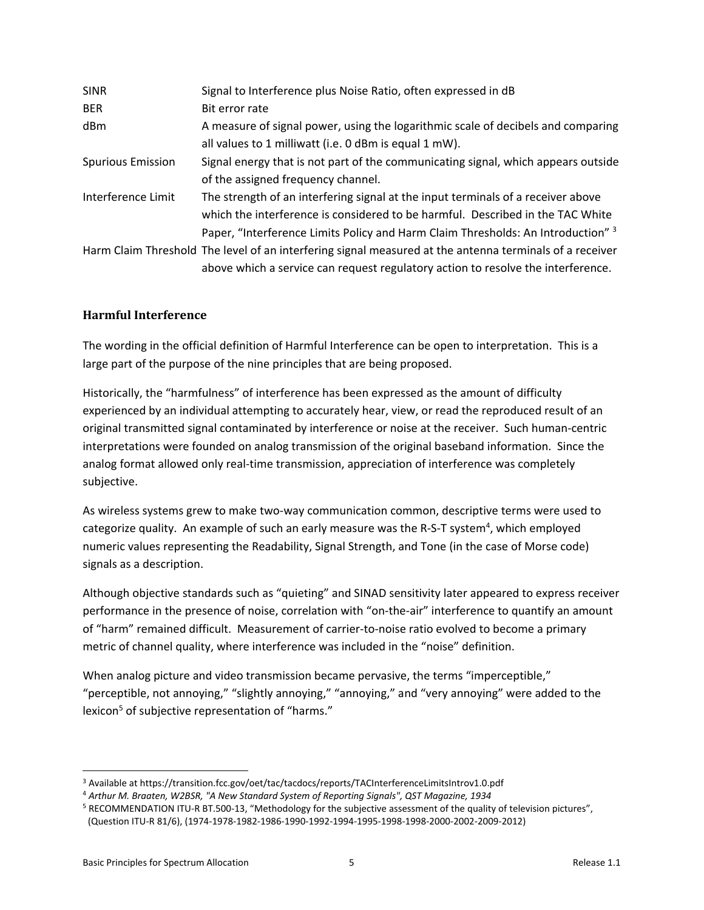| | |
|---|---|
| SINR | Signal to Interference plus Noise Ratio, often expressed in dB |
| BER | Bit error rate |
| dBm | A measure of signal power, using the logarithmic scale of decibels and comparing all values to 1 milliwatt (i.e. 0 dBm is equal 1 mW). |
| Spurious Emission | Signal energy that is not part of the communicating signal, which appears outside of the assigned frequency channel. |
| Interference Limit | The strength of an interfering signal at the input terminals of a receiver above which the interference is considered to be harmful. Described in the TAC White Paper, "Interference Limits Policy and Harm Claim Thresholds: An Introduction" [3] |
| Harm Claim Threshold | The level of an interfering signal measured at the antenna terminals of a receiver above which a service can request regulatory action to resolve the interference. |

### Harmful Interference

The wording in the official definition of Harmful Interference can be open to interpretation. This is a large part of the purpose of the nine principles that are being proposed.

Historically, the "harmfulness" of interference has been expressed as the amount of difficulty experienced by an individual attempting to accurately hear, view, or read the reproduced result of an original transmitted signal contaminated by interference or noise at the receiver. Such human-centric interpretations were founded on analog transmission of the original baseband information. Since the analog format allowed only real-time transmission, appreciation of interference was completely subjective.

As wireless systems grew to make two-way communication common, descriptive terms were used to categorize quality. An example of such an early measure was the R-S-T system[4], which employed numeric values representing the Readability, Signal Strength, and Tone (in the case of Morse code) signals as a description.

Although objective standards such as "quieting" and SINAD sensitivity later appeared to express receiver performance in the presence of noise, correlation with "on-the-air" interference to quantify an amount of "harm" remained difficult. Measurement of carrier-to-noise ratio evolved to become a primary metric of channel quality, where interference was included in the "noise" definition.

When analog picture and video transmission became pervasive, the terms "imperceptible," "perceptible, not annoying," "slightly annoying," "annoying," and "very annoying" were added to the lexicon[5] of subjective representation of "harms."

---

[3] Available at https://transition.fcc.gov/oet/tac/tacdocs/reports/TACInterferenceLimitsIntrov1.0.pdf

[4] *Arthur M. Braaten, W2BSR, "A New Standard System of Reporting Signals", QST Magazine, 1934*

[5] RECOMMENDATION ITU-R BT.500-13, "Methodology for the subjective assessment of the quality of television pictures", (Question ITU-R 81/6), (1974-1978-1982-1986-1990-1992-1994-1995-1998-1998-2000-2002-2009-2012)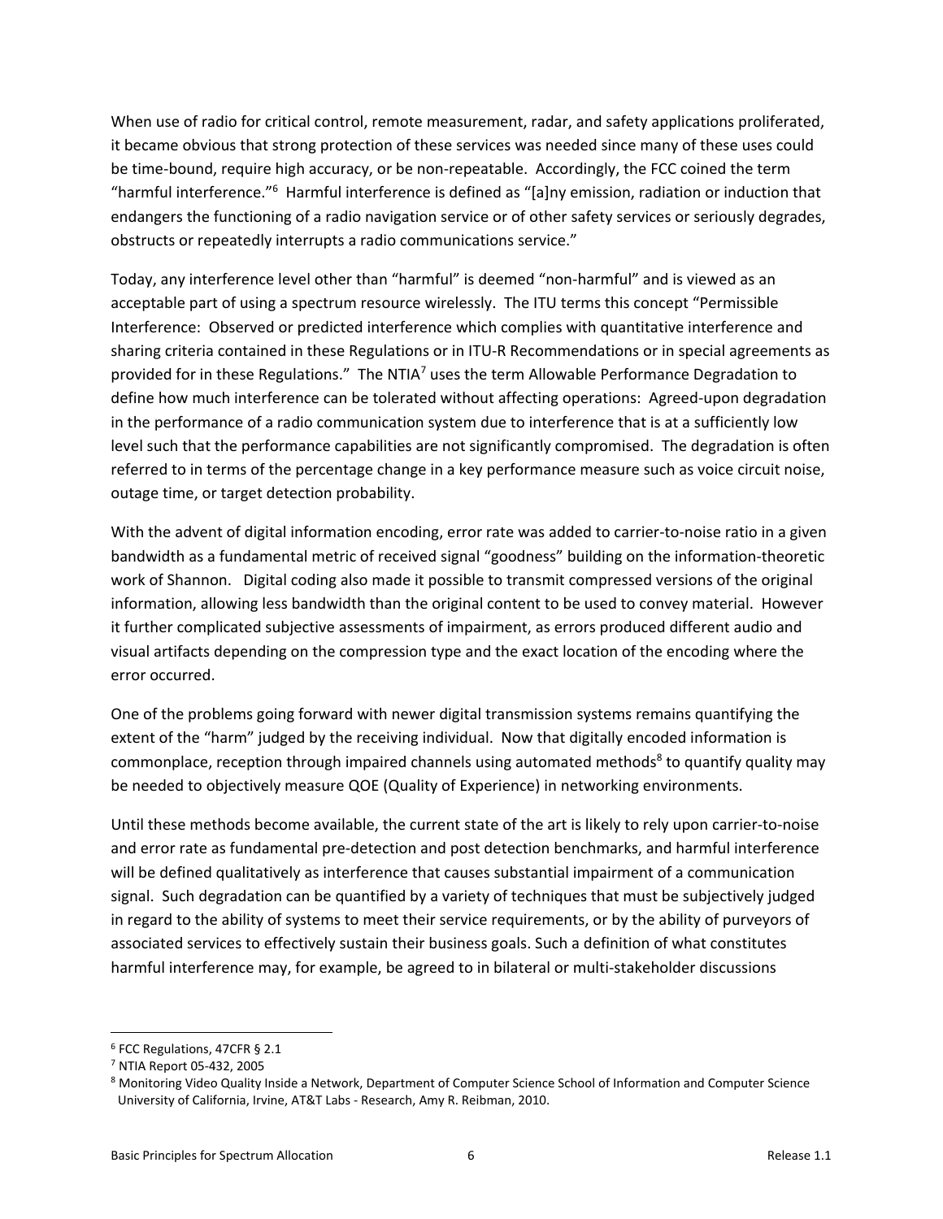When use of radio for critical control, remote measurement, radar, and safety applications proliferated, it became obvious that strong protection of these services was needed since many of these uses could be time-bound, require high accuracy, or be non-repeatable. Accordingly, the FCC coined the term "harmful interference."[6] Harmful interference is defined as "[a]ny emission, radiation or induction that endangers the functioning of a radio navigation service or of other safety services or seriously degrades, obstructs or repeatedly interrupts a radio communications service."

Today, any interference level other than "harmful" is deemed "non-harmful" and is viewed as an acceptable part of using a spectrum resource wirelessly. The ITU terms this concept "Permissible Interference: Observed or predicted interference which complies with quantitative interference and sharing criteria contained in these Regulations or in ITU-R Recommendations or in special agreements as provided for in these Regulations." The NTIA[7] uses the term Allowable Performance Degradation to define how much interference can be tolerated without affecting operations: Agreed-upon degradation in the performance of a radio communication system due to interference that is at a sufficiently low level such that the performance capabilities are not significantly compromised. The degradation is often referred to in terms of the percentage change in a key performance measure such as voice circuit noise, outage time, or target detection probability.

With the advent of digital information encoding, error rate was added to carrier-to-noise ratio in a given bandwidth as a fundamental metric of received signal "goodness" building on the information-theoretic work of Shannon. Digital coding also made it possible to transmit compressed versions of the original information, allowing less bandwidth than the original content to be used to convey material. However it further complicated subjective assessments of impairment, as errors produced different audio and visual artifacts depending on the compression type and the exact location of the encoding where the error occurred.

One of the problems going forward with newer digital transmission systems remains quantifying the extent of the "harm" judged by the receiving individual. Now that digitally encoded information is commonplace, reception through impaired channels using automated methods[8] to quantify quality may be needed to objectively measure QOE (Quality of Experience) in networking environments.

Until these methods become available, the current state of the art is likely to rely upon carrier-to-noise and error rate as fundamental pre-detection and post detection benchmarks, and harmful interference will be defined qualitatively as interference that causes substantial impairment of a communication signal. Such degradation can be quantified by a variety of techniques that must be subjectively judged in regard to the ability of systems to meet their service requirements, or by the ability of purveyors of associated services to effectively sustain their business goals. Such a definition of what constitutes harmful interference may, for example, be agreed to in bilateral or multi-stakeholder discussions

---

[6] FCC Regulations, 47CFR § 2.1

[7] NTIA Report 05-432, 2005

[8] Monitoring Video Quality Inside a Network, Department of Computer Science School of Information and Computer Science University of California, Irvine, AT&T Labs - Research, Amy R. Reibman, 2010.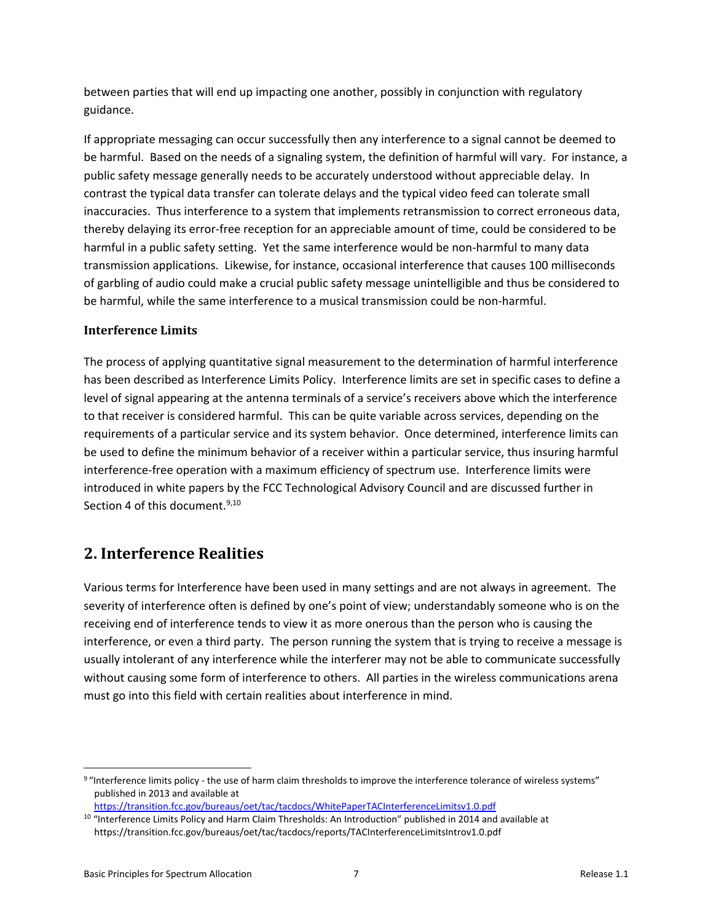between parties that will end up impacting one another, possibly in conjunction with regulatory guidance.

If appropriate messaging can occur successfully then any interference to a signal cannot be deemed to be harmful. Based on the needs of a signaling system, the definition of harmful will vary. For instance, a public safety message generally needs to be accurately understood without appreciable delay. In contrast the typical data transfer can tolerate delays and the typical video feed can tolerate small inaccuracies. Thus interference to a system that implements retransmission to correct erroneous data, thereby delaying its error-free reception for an appreciable amount of time, could be considered to be harmful in a public safety setting. Yet the same interference would be non-harmful to many data transmission applications. Likewise, for instance, occasional interference that causes 100 milliseconds of garbling of audio could make a crucial public safety message unintelligible and thus be considered to be harmful, while the same interference to a musical transmission could be non-harmful.

### Interference Limits

The process of applying quantitative signal measurement to the determination of harmful interference has been described as Interference Limits Policy. Interference limits are set in specific cases to define a level of signal appearing at the antenna terminals of a service's receivers above which the interference to that receiver is considered harmful. This can be quite variable across services, depending on the requirements of a particular service and its system behavior. Once determined, interference limits can be used to define the minimum behavior of a receiver within a particular service, thus insuring harmful interference-free operation with a maximum efficiency of spectrum use. Interference limits were introduced in white papers by the FCC Technological Advisory Council and are discussed further in Section 4 of this document.[9,10]

## 2. Interference Realities

Various terms for Interference have been used in many settings and are not always in agreement. The severity of interference often is defined by one's point of view; understandably someone who is on the receiving end of interference tends to view it as more onerous than the person who is causing the interference, or even a third party. The person running the system that is trying to receive a message is usually intolerant of any interference while the interferer may not be able to communicate successfully without causing some form of interference to others. All parties in the wireless communications arena must go into this field with certain realities about interference in mind.

---

[9] "Interference limits policy - the use of harm claim thresholds to improve the interference tolerance of wireless systems" published in 2013 and available at https://transition.fcc.gov/bureaus/oet/tac/tacdocs/WhitePaperTACInterferenceLimitsv1.0.pdf

[10] "Interference Limits Policy and Harm Claim Thresholds: An Introduction" published in 2014 and available at https://transition.fcc.gov/bureaus/oet/tac/tacdocs/reports/TACInterferenceLimitsIntrov1.0.pdf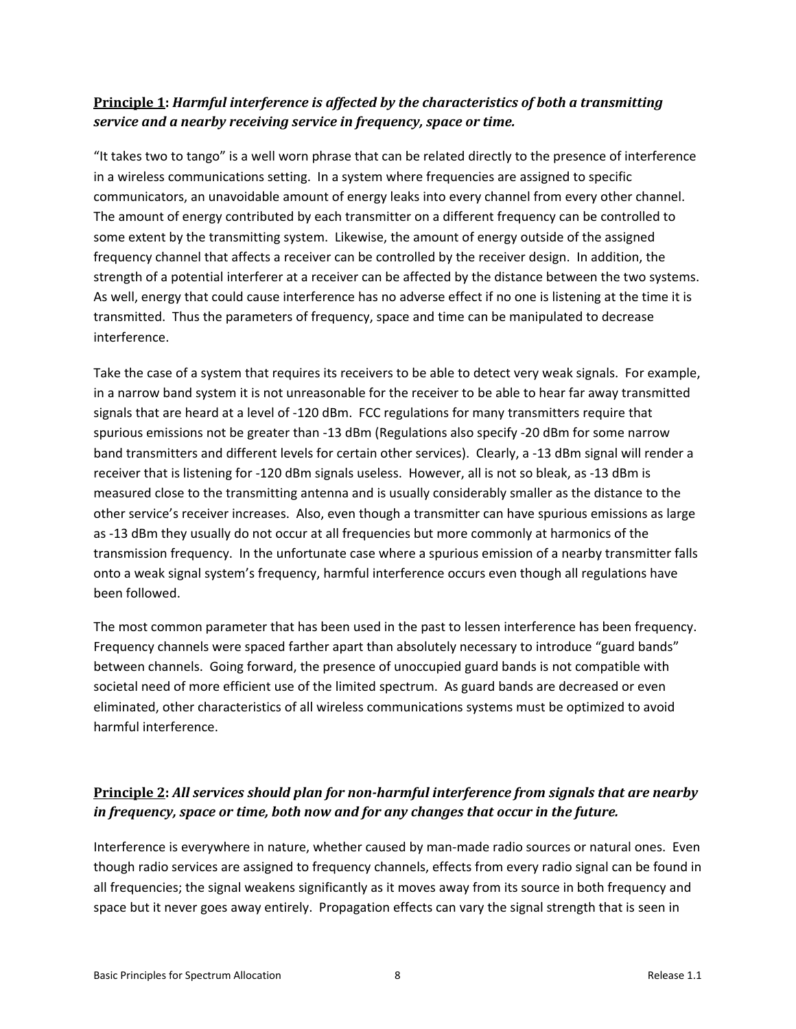**Principle 1**: ***Harmful interference is affected by the characteristics of both a transmitting service and a nearby receiving service in frequency, space or time.***

"It takes two to tango" is a well worn phrase that can be related directly to the presence of interference in a wireless communications setting. In a system where frequencies are assigned to specific communicators, an unavoidable amount of energy leaks into every channel from every other channel. The amount of energy contributed by each transmitter on a different frequency can be controlled to some extent by the transmitting system. Likewise, the amount of energy outside of the assigned frequency channel that affects a receiver can be controlled by the receiver design. In addition, the strength of a potential interferer at a receiver can be affected by the distance between the two systems. As well, energy that could cause interference has no adverse effect if no one is listening at the time it is transmitted. Thus the parameters of frequency, space and time can be manipulated to decrease interference.

Take the case of a system that requires its receivers to be able to detect very weak signals. For example, in a narrow band system it is not unreasonable for the receiver to be able to hear far away transmitted signals that are heard at a level of -120 dBm. FCC regulations for many transmitters require that spurious emissions not be greater than -13 dBm (Regulations also specify -20 dBm for some narrow band transmitters and different levels for certain other services). Clearly, a -13 dBm signal will render a receiver that is listening for -120 dBm signals useless. However, all is not so bleak, as -13 dBm is measured close to the transmitting antenna and is usually considerably smaller as the distance to the other service's receiver increases. Also, even though a transmitter can have spurious emissions as large as -13 dBm they usually do not occur at all frequencies but more commonly at harmonics of the transmission frequency. In the unfortunate case where a spurious emission of a nearby transmitter falls onto a weak signal system's frequency, harmful interference occurs even though all regulations have been followed.

The most common parameter that has been used in the past to lessen interference has been frequency. Frequency channels were spaced farther apart than absolutely necessary to introduce "guard bands" between channels. Going forward, the presence of unoccupied guard bands is not compatible with societal need of more efficient use of the limited spectrum. As guard bands are decreased or even eliminated, other characteristics of all wireless communications systems must be optimized to avoid harmful interference.

**Principle 2**: ***All services should plan for non-harmful interference from signals that are nearby in frequency, space or time, both now and for any changes that occur in the future.***

Interference is everywhere in nature, whether caused by man-made radio sources or natural ones. Even though radio services are assigned to frequency channels, effects from every radio signal can be found in all frequencies; the signal weakens significantly as it moves away from its source in both frequency and space but it never goes away entirely. Propagation effects can vary the signal strength that is seen in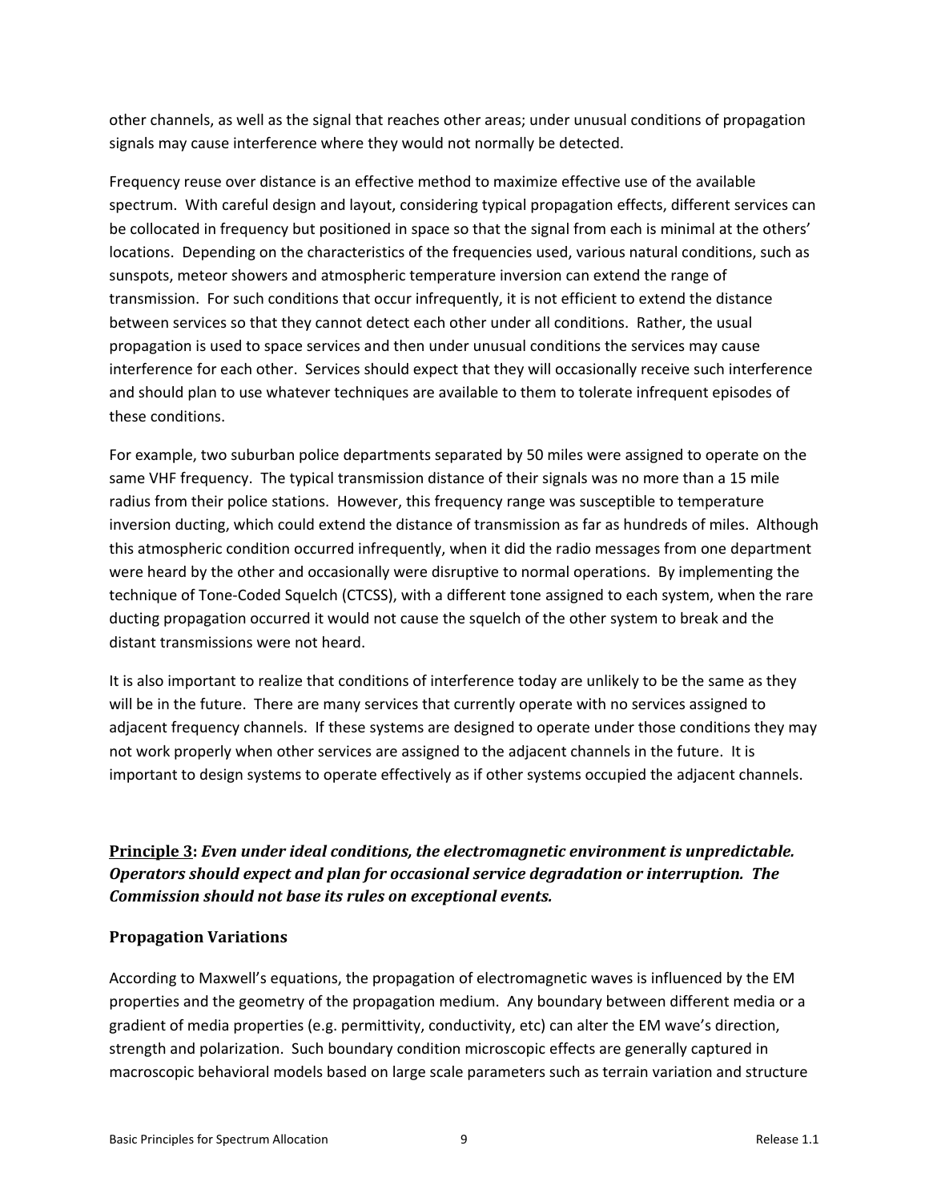other channels, as well as the signal that reaches other areas; under unusual conditions of propagation signals may cause interference where they would not normally be detected.

Frequency reuse over distance is an effective method to maximize effective use of the available spectrum. With careful design and layout, considering typical propagation effects, different services can be collocated in frequency but positioned in space so that the signal from each is minimal at the others' locations. Depending on the characteristics of the frequencies used, various natural conditions, such as sunspots, meteor showers and atmospheric temperature inversion can extend the range of transmission. For such conditions that occur infrequently, it is not efficient to extend the distance between services so that they cannot detect each other under all conditions. Rather, the usual propagation is used to space services and then under unusual conditions the services may cause interference for each other. Services should expect that they will occasionally receive such interference and should plan to use whatever techniques are available to them to tolerate infrequent episodes of these conditions.

For example, two suburban police departments separated by 50 miles were assigned to operate on the same VHF frequency. The typical transmission distance of their signals was no more than a 15 mile radius from their police stations. However, this frequency range was susceptible to temperature inversion ducting, which could extend the distance of transmission as far as hundreds of miles. Although this atmospheric condition occurred infrequently, when it did the radio messages from one department were heard by the other and occasionally were disruptive to normal operations. By implementing the technique of Tone-Coded Squelch (CTCSS), with a different tone assigned to each system, when the rare ducting propagation occurred it would not cause the squelch of the other system to break and the distant transmissions were not heard.

It is also important to realize that conditions of interference today are unlikely to be the same as they will be in the future. There are many services that currently operate with no services assigned to adjacent frequency channels. If these systems are designed to operate under those conditions they may not work properly when other services are assigned to the adjacent channels in the future. It is important to design systems to operate effectively as if other systems occupied the adjacent channels.

## **Principle 3:** ***Even under ideal conditions, the electromagnetic environment is unpredictable. Operators should expect and plan for occasional service degradation or interruption. The Commission should not base its rules on exceptional events.***

### Propagation Variations

According to Maxwell's equations, the propagation of electromagnetic waves is influenced by the EM properties and the geometry of the propagation medium. Any boundary between different media or a gradient of media properties (e.g. permittivity, conductivity, etc) can alter the EM wave's direction, strength and polarization. Such boundary condition microscopic effects are generally captured in macroscopic behavioral models based on large scale parameters such as terrain variation and structure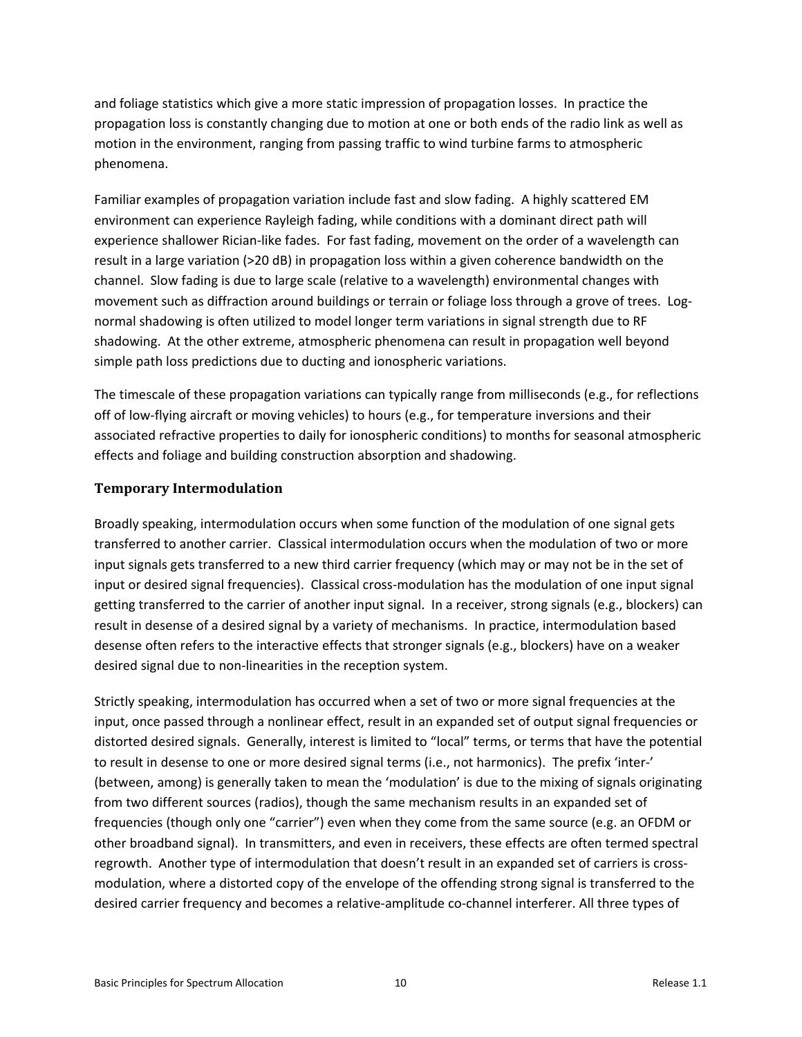and foliage statistics which give a more static impression of propagation losses. In practice the propagation loss is constantly changing due to motion at one or both ends of the radio link as well as motion in the environment, ranging from passing traffic to wind turbine farms to atmospheric phenomena.

Familiar examples of propagation variation include fast and slow fading. A highly scattered EM environment can experience Rayleigh fading, while conditions with a dominant direct path will experience shallower Rician-like fades. For fast fading, movement on the order of a wavelength can result in a large variation (>20 dB) in propagation loss within a given coherence bandwidth on the channel. Slow fading is due to large scale (relative to a wavelength) environmental changes with movement such as diffraction around buildings or terrain or foliage loss through a grove of trees. Log-normal shadowing is often utilized to model longer term variations in signal strength due to RF shadowing. At the other extreme, atmospheric phenomena can result in propagation well beyond simple path loss predictions due to ducting and ionospheric variations.

The timescale of these propagation variations can typically range from milliseconds (e.g., for reflections off of low-flying aircraft or moving vehicles) to hours (e.g., for temperature inversions and their associated refractive properties to daily for ionospheric conditions) to months for seasonal atmospheric effects and foliage and building construction absorption and shadowing.

### Temporary Intermodulation

Broadly speaking, intermodulation occurs when some function of the modulation of one signal gets transferred to another carrier. Classical intermodulation occurs when the modulation of two or more input signals gets transferred to a new third carrier frequency (which may or may not be in the set of input or desired signal frequencies). Classical cross-modulation has the modulation of one input signal getting transferred to the carrier of another input signal. In a receiver, strong signals (e.g., blockers) can result in desense of a desired signal by a variety of mechanisms. In practice, intermodulation based desense often refers to the interactive effects that stronger signals (e.g., blockers) have on a weaker desired signal due to non-linearities in the reception system.

Strictly speaking, intermodulation has occurred when a set of two or more signal frequencies at the input, once passed through a nonlinear effect, result in an expanded set of output signal frequencies or distorted desired signals. Generally, interest is limited to "local" terms, or terms that have the potential to result in desense to one or more desired signal terms (i.e., not harmonics). The prefix 'inter-' (between, among) is generally taken to mean the 'modulation' is due to the mixing of signals originating from two different sources (radios), though the same mechanism results in an expanded set of frequencies (though only one "carrier") even when they come from the same source (e.g. an OFDM or other broadband signal). In transmitters, and even in receivers, these effects are often termed spectral regrowth. Another type of intermodulation that doesn't result in an expanded set of carriers is cross-modulation, where a distorted copy of the envelope of the offending strong signal is transferred to the desired carrier frequency and becomes a relative-amplitude co-channel interferer. All three types of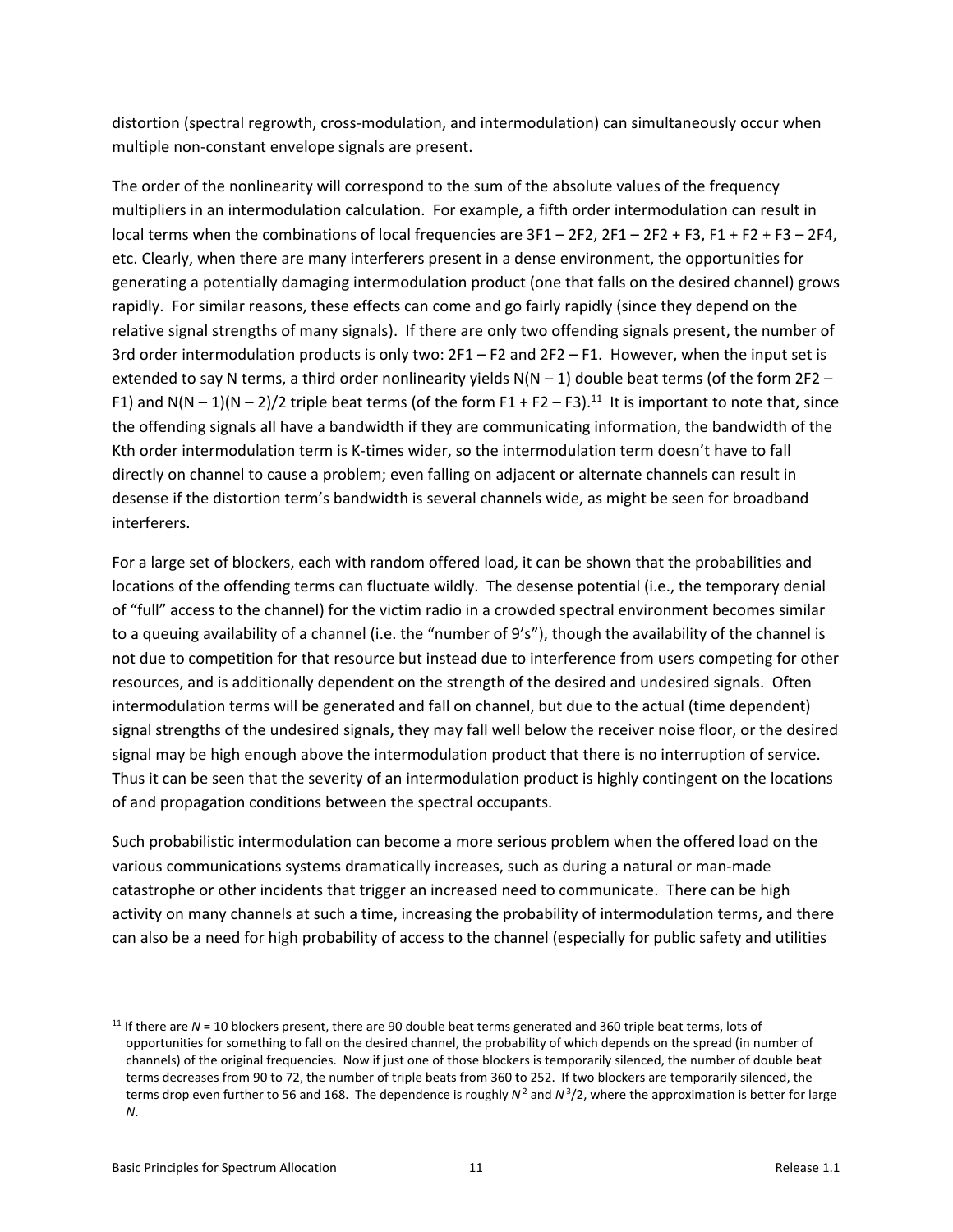distortion (spectral regrowth, cross-modulation, and intermodulation) can simultaneously occur when multiple non-constant envelope signals are present.

The order of the nonlinearity will correspond to the sum of the absolute values of the frequency multipliers in an intermodulation calculation. For example, a fifth order intermodulation can result in local terms when the combinations of local frequencies are 3F1 – 2F2, 2F1 – 2F2 + F3, F1 + F2 + F3 – 2F4, etc. Clearly, when there are many interferers present in a dense environment, the opportunities for generating a potentially damaging intermodulation product (one that falls on the desired channel) grows rapidly. For similar reasons, these effects can come and go fairly rapidly (since they depend on the relative signal strengths of many signals). If there are only two offending signals present, the number of 3rd order intermodulation products is only two: 2F1 – F2 and 2F2 – F1. However, when the input set is extended to say N terms, a third order nonlinearity yields N(N – 1) double beat terms (of the form 2F2 – F1) and N(N – 1)(N – 2)/2 triple beat terms (of the form F1 + F2 – F3).[11] It is important to note that, since the offending signals all have a bandwidth if they are communicating information, the bandwidth of the Kth order intermodulation term is K-times wider, so the intermodulation term doesn't have to fall directly on channel to cause a problem; even falling on adjacent or alternate channels can result in desense if the distortion term's bandwidth is several channels wide, as might be seen for broadband interferers.

For a large set of blockers, each with random offered load, it can be shown that the probabilities and locations of the offending terms can fluctuate wildly. The desense potential (i.e., the temporary denial of "full" access to the channel) for the victim radio in a crowded spectral environment becomes similar to a queuing availability of a channel (i.e. the "number of 9's"), though the availability of the channel is not due to competition for that resource but instead due to interference from users competing for other resources, and is additionally dependent on the strength of the desired and undesired signals. Often intermodulation terms will be generated and fall on channel, but due to the actual (time dependent) signal strengths of the undesired signals, they may fall well below the receiver noise floor, or the desired signal may be high enough above the intermodulation product that there is no interruption of service. Thus it can be seen that the severity of an intermodulation product is highly contingent on the locations of and propagation conditions between the spectral occupants.

Such probabilistic intermodulation can become a more serious problem when the offered load on the various communications systems dramatically increases, such as during a natural or man-made catastrophe or other incidents that trigger an increased need to communicate. There can be high activity on many channels at such a time, increasing the probability of intermodulation terms, and there can also be a need for high probability of access to the channel (especially for public safety and utilities

---

[11] If there are $N = 10$ blockers present, there are 90 double beat terms generated and 360 triple beat terms, lots of opportunities for something to fall on the desired channel, the probability of which depends on the spread (in number of channels) of the original frequencies. Now if just one of those blockers is temporarily silenced, the number of double beat terms decreases from 90 to 72, the number of triple beats from 360 to 252. If two blockers are temporarily silenced, the terms drop even further to 56 and 168. The dependence is roughly $N^2$ and $N^3/2$, where the approximation is better for large $N$.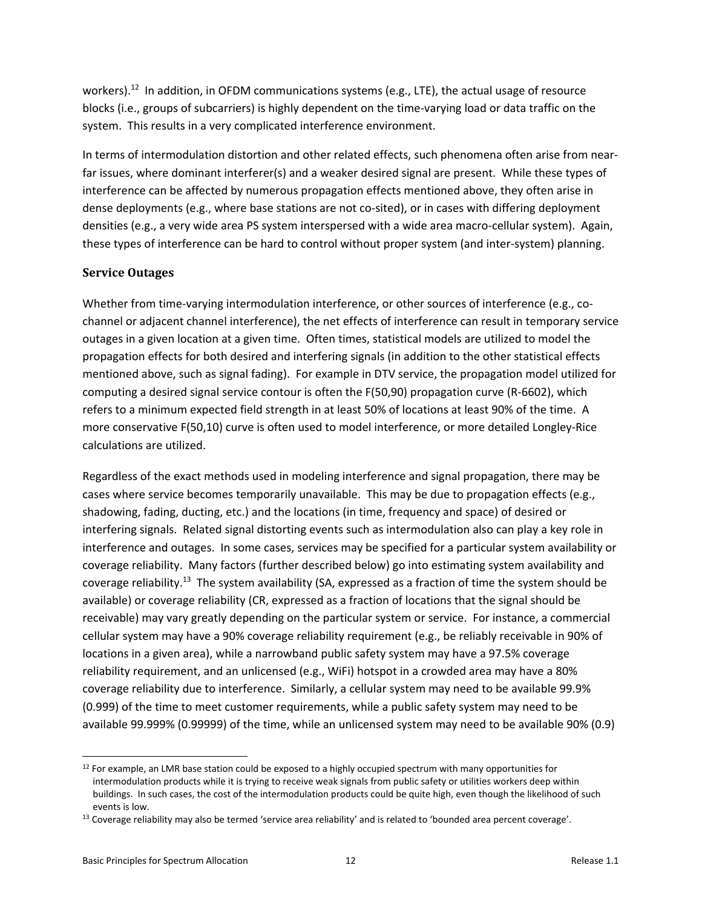workers).[12] In addition, in OFDM communications systems (e.g., LTE), the actual usage of resource blocks (i.e., groups of subcarriers) is highly dependent on the time-varying load or data traffic on the system. This results in a very complicated interference environment.

In terms of intermodulation distortion and other related effects, such phenomena often arise from near-far issues, where dominant interferer(s) and a weaker desired signal are present. While these types of interference can be affected by numerous propagation effects mentioned above, they often arise in dense deployments (e.g., where base stations are not co-sited), or in cases with differing deployment densities (e.g., a very wide area PS system interspersed with a wide area macro-cellular system). Again, these types of interference can be hard to control without proper system (and inter-system) planning.

### Service Outages

Whether from time-varying intermodulation interference, or other sources of interference (e.g., co-channel or adjacent channel interference), the net effects of interference can result in temporary service outages in a given location at a given time. Often times, statistical models are utilized to model the propagation effects for both desired and interfering signals (in addition to the other statistical effects mentioned above, such as signal fading). For example in DTV service, the propagation model utilized for computing a desired signal service contour is often the F(50,90) propagation curve (R-6602), which refers to a minimum expected field strength in at least 50% of locations at least 90% of the time. A more conservative F(50,10) curve is often used to model interference, or more detailed Longley-Rice calculations are utilized.

Regardless of the exact methods used in modeling interference and signal propagation, there may be cases where service becomes temporarily unavailable. This may be due to propagation effects (e.g., shadowing, fading, ducting, etc.) and the locations (in time, frequency and space) of desired or interfering signals. Related signal distorting events such as intermodulation also can play a key role in interference and outages. In some cases, services may be specified for a particular system availability or coverage reliability. Many factors (further described below) go into estimating system availability and coverage reliability.[13] The system availability (SA, expressed as a fraction of time the system should be available) or coverage reliability (CR, expressed as a fraction of locations that the signal should be receivable) may vary greatly depending on the particular system or service. For instance, a commercial cellular system may have a 90% coverage reliability requirement (e.g., be reliably receivable in 90% of locations in a given area), while a narrowband public safety system may have a 97.5% coverage reliability requirement, and an unlicensed (e.g., WiFi) hotspot in a crowded area may have a 80% coverage reliability due to interference. Similarly, a cellular system may need to be available 99.9% (0.999) of the time to meet customer requirements, while a public safety system may need to be available 99.999% (0.99999) of the time, while an unlicensed system may need to be available 90% (0.9)

---

[12] For example, an LMR base station could be exposed to a highly occupied spectrum with many opportunities for intermodulation products while it is trying to receive weak signals from public safety or utilities workers deep within buildings. In such cases, the cost of the intermodulation products could be quite high, even though the likelihood of such events is low.

[13] Coverage reliability may also be termed 'service area reliability' and is related to 'bounded area percent coverage'.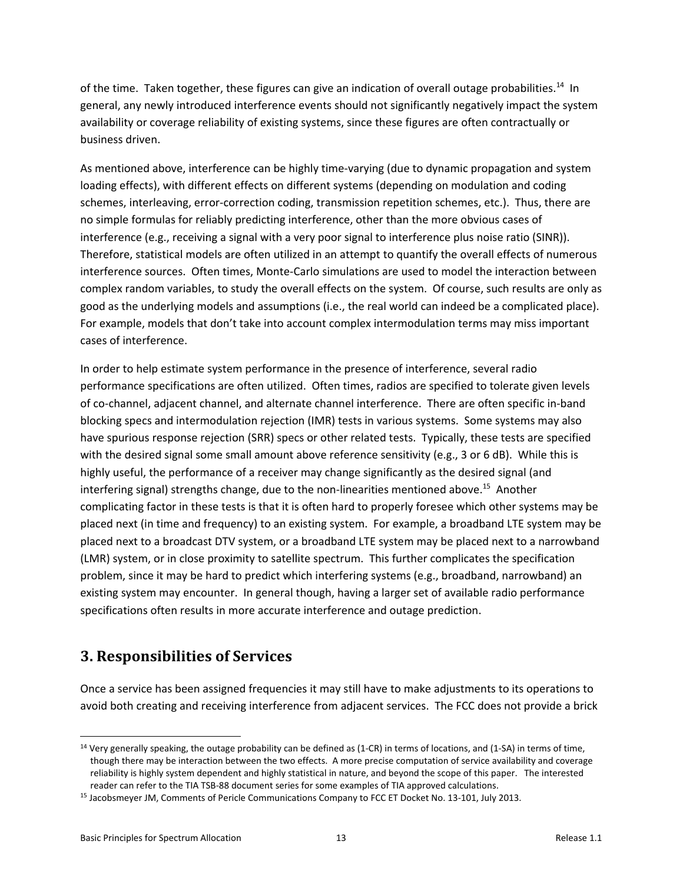of the time. Taken together, these figures can give an indication of overall outage probabilities.[14] In general, any newly introduced interference events should not significantly negatively impact the system availability or coverage reliability of existing systems, since these figures are often contractually or business driven.

As mentioned above, interference can be highly time-varying (due to dynamic propagation and system loading effects), with different effects on different systems (depending on modulation and coding schemes, interleaving, error-correction coding, transmission repetition schemes, etc.). Thus, there are no simple formulas for reliably predicting interference, other than the more obvious cases of interference (e.g., receiving a signal with a very poor signal to interference plus noise ratio (SINR)). Therefore, statistical models are often utilized in an attempt to quantify the overall effects of numerous interference sources. Often times, Monte-Carlo simulations are used to model the interaction between complex random variables, to study the overall effects on the system. Of course, such results are only as good as the underlying models and assumptions (i.e., the real world can indeed be a complicated place). For example, models that don't take into account complex intermodulation terms may miss important cases of interference.

In order to help estimate system performance in the presence of interference, several radio performance specifications are often utilized. Often times, radios are specified to tolerate given levels of co-channel, adjacent channel, and alternate channel interference. There are often specific in-band blocking specs and intermodulation rejection (IMR) tests in various systems. Some systems may also have spurious response rejection (SRR) specs or other related tests. Typically, these tests are specified with the desired signal some small amount above reference sensitivity (e.g., 3 or 6 dB). While this is highly useful, the performance of a receiver may change significantly as the desired signal (and interfering signal) strengths change, due to the non-linearities mentioned above.[15] Another complicating factor in these tests is that it is often hard to properly foresee which other systems may be placed next (in time and frequency) to an existing system. For example, a broadband LTE system may be placed next to a broadcast DTV system, or a broadband LTE system may be placed next to a narrowband (LMR) system, or in close proximity to satellite spectrum. This further complicates the specification problem, since it may be hard to predict which interfering systems (e.g., broadband, narrowband) an existing system may encounter. In general though, having a larger set of available radio performance specifications often results in more accurate interference and outage prediction.

## 3. Responsibilities of Services

Once a service has been assigned frequencies it may still have to make adjustments to its operations to avoid both creating and receiving interference from adjacent services. The FCC does not provide a brick

---

[14] Very generally speaking, the outage probability can be defined as (1-CR) in terms of locations, and (1-SA) in terms of time, though there may be interaction between the two effects. A more precise computation of service availability and coverage reliability is highly system dependent and highly statistical in nature, and beyond the scope of this paper. The interested reader can refer to the TIA TSB-88 document series for some examples of TIA approved calculations.

[15] Jacobsmeyer JM, Comments of Pericle Communications Company to FCC ET Docket No. 13-101, July 2013.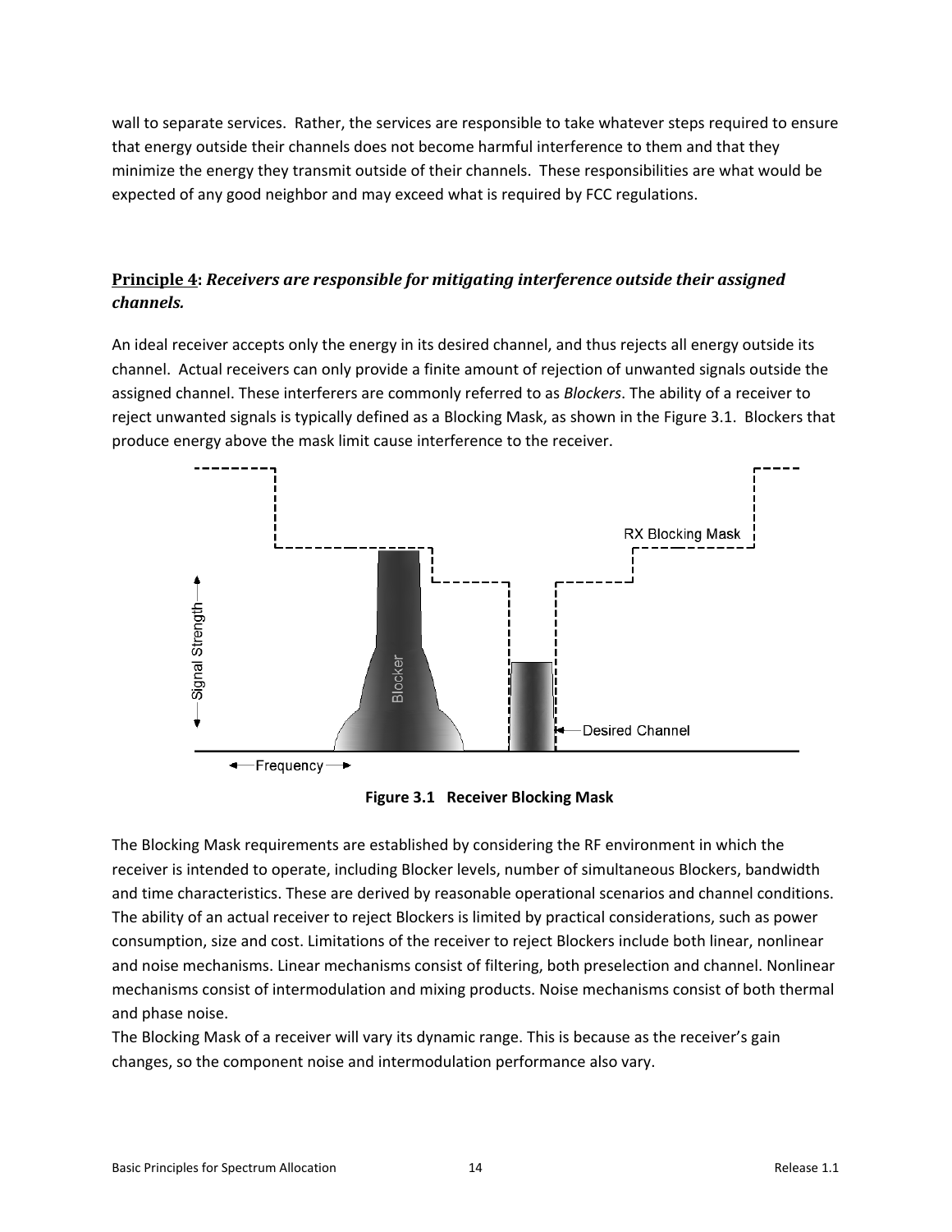wall to separate services. Rather, the services are responsible to take whatever steps required to ensure that energy outside their channels does not become harmful interference to them and that they minimize the energy they transmit outside of their channels. These responsibilities are what would be expected of any good neighbor and may exceed what is required by FCC regulations.

## **Principle 4**: *Receivers are responsible for mitigating interference outside their assigned channels.*

An ideal receiver accepts only the energy in its desired channel, and thus rejects all energy outside its channel. Actual receivers can only provide a finite amount of rejection of unwanted signals outside the assigned channel. These interferers are commonly referred to as *Blockers*. The ability of a receiver to reject unwanted signals is typically defined as a Blocking Mask, as shown in the Figure 3.1. Blockers that produce energy above the mask limit cause interference to the receiver.

**Figure 3.1 Receiver Blocking Mask**

The Blocking Mask requirements are established by considering the RF environment in which the receiver is intended to operate, including Blocker levels, number of simultaneous Blockers, bandwidth and time characteristics. These are derived by reasonable operational scenarios and channel conditions. The ability of an actual receiver to reject Blockers is limited by practical considerations, such as power consumption, size and cost. Limitations of the receiver to reject Blockers include both linear, nonlinear and noise mechanisms. Linear mechanisms consist of filtering, both preselection and channel. Nonlinear mechanisms consist of intermodulation and mixing products. Noise mechanisms consist of both thermal and phase noise.

The Blocking Mask of a receiver will vary its dynamic range. This is because as the receiver's gain changes, so the component noise and intermodulation performance also vary.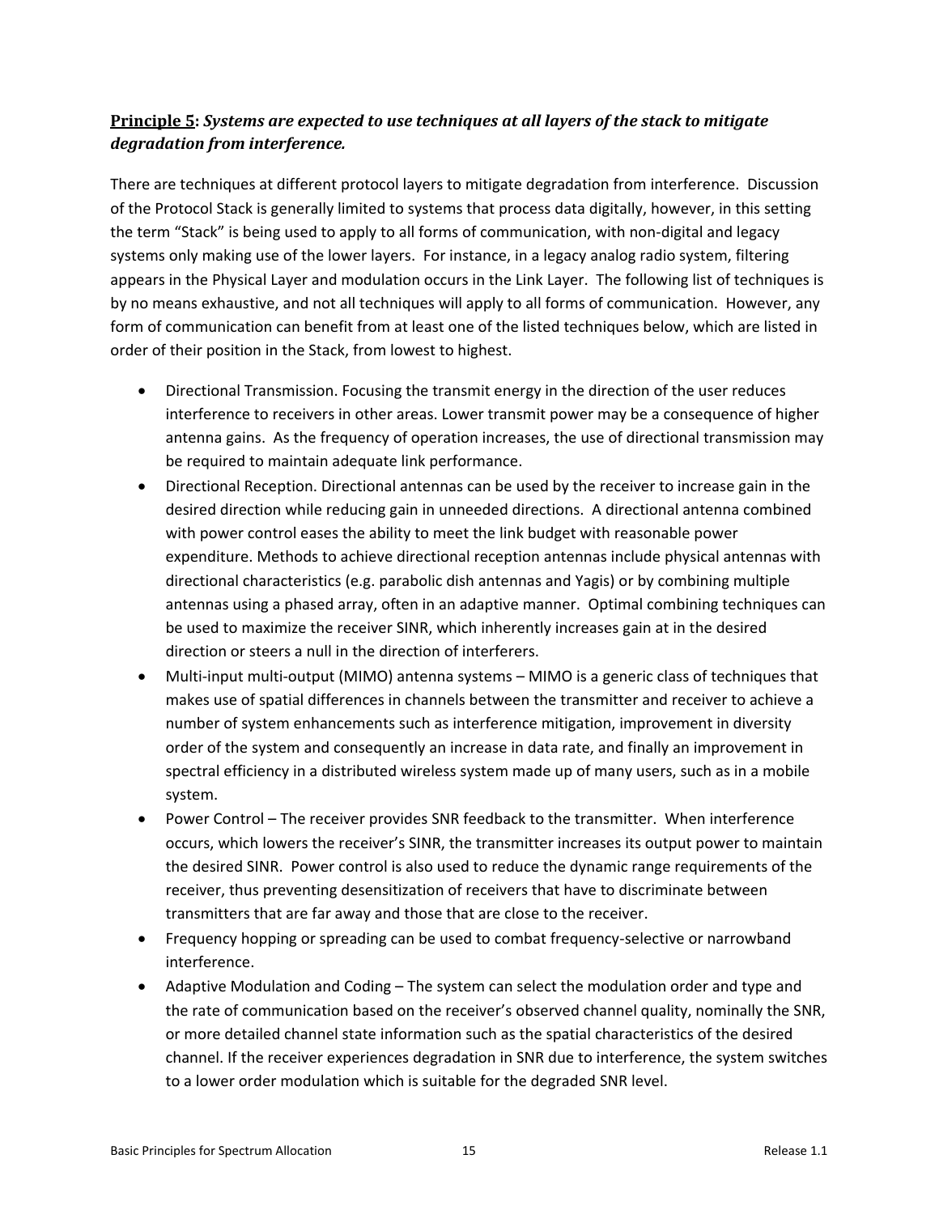**<u>Principle 5</u>: *Systems are expected to use techniques at all layers of the stack to mitigate degradation from interference.***

There are techniques at different protocol layers to mitigate degradation from interference. Discussion of the Protocol Stack is generally limited to systems that process data digitally, however, in this setting the term "Stack" is being used to apply to all forms of communication, with non-digital and legacy systems only making use of the lower layers. For instance, in a legacy analog radio system, filtering appears in the Physical Layer and modulation occurs in the Link Layer. The following list of techniques is by no means exhaustive, and not all techniques will apply to all forms of communication. However, any form of communication can benefit from at least one of the listed techniques below, which are listed in order of their position in the Stack, from lowest to highest.

- Directional Transmission. Focusing the transmit energy in the direction of the user reduces interference to receivers in other areas. Lower transmit power may be a consequence of higher antenna gains. As the frequency of operation increases, the use of directional transmission may be required to maintain adequate link performance.
- Directional Reception. Directional antennas can be used by the receiver to increase gain in the desired direction while reducing gain in unneeded directions. A directional antenna combined with power control eases the ability to meet the link budget with reasonable power expenditure. Methods to achieve directional reception antennas include physical antennas with directional characteristics (e.g. parabolic dish antennas and Yagis) or by combining multiple antennas using a phased array, often in an adaptive manner. Optimal combining techniques can be used to maximize the receiver SINR, which inherently increases gain at in the desired direction or steers a null in the direction of interferers.
- Multi-input multi-output (MIMO) antenna systems – MIMO is a generic class of techniques that makes use of spatial differences in channels between the transmitter and receiver to achieve a number of system enhancements such as interference mitigation, improvement in diversity order of the system and consequently an increase in data rate, and finally an improvement in spectral efficiency in a distributed wireless system made up of many users, such as in a mobile system.
- Power Control – The receiver provides SNR feedback to the transmitter. When interference occurs, which lowers the receiver's SINR, the transmitter increases its output power to maintain the desired SINR. Power control is also used to reduce the dynamic range requirements of the receiver, thus preventing desensitization of receivers that have to discriminate between transmitters that are far away and those that are close to the receiver.
- Frequency hopping or spreading can be used to combat frequency-selective or narrowband interference.
- Adaptive Modulation and Coding – The system can select the modulation order and type and the rate of communication based on the receiver's observed channel quality, nominally the SNR, or more detailed channel state information such as the spatial characteristics of the desired channel. If the receiver experiences degradation in SNR due to interference, the system switches to a lower order modulation which is suitable for the degraded SNR level.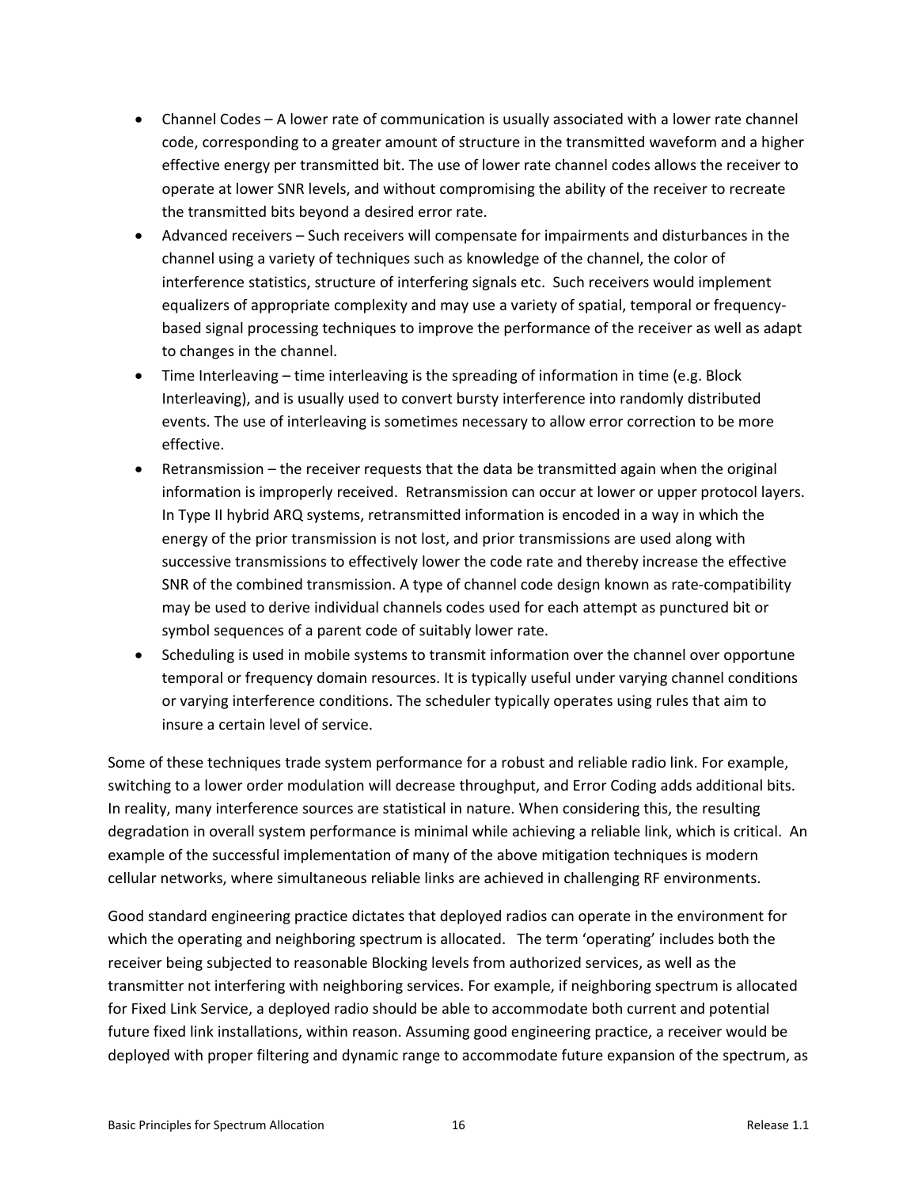- Channel Codes – A lower rate of communication is usually associated with a lower rate channel code, corresponding to a greater amount of structure in the transmitted waveform and a higher effective energy per transmitted bit. The use of lower rate channel codes allows the receiver to operate at lower SNR levels, and without compromising the ability of the receiver to recreate the transmitted bits beyond a desired error rate.
- Advanced receivers – Such receivers will compensate for impairments and disturbances in the channel using a variety of techniques such as knowledge of the channel, the color of interference statistics, structure of interfering signals etc. Such receivers would implement equalizers of appropriate complexity and may use a variety of spatial, temporal or frequency-based signal processing techniques to improve the performance of the receiver as well as adapt to changes in the channel.
- Time Interleaving – time interleaving is the spreading of information in time (e.g. Block Interleaving), and is usually used to convert bursty interference into randomly distributed events. The use of interleaving is sometimes necessary to allow error correction to be more effective.
- Retransmission – the receiver requests that the data be transmitted again when the original information is improperly received. Retransmission can occur at lower or upper protocol layers. In Type II hybrid ARQ systems, retransmitted information is encoded in a way in which the energy of the prior transmission is not lost, and prior transmissions are used along with successive transmissions to effectively lower the code rate and thereby increase the effective SNR of the combined transmission. A type of channel code design known as rate-compatibility may be used to derive individual channels codes used for each attempt as punctured bit or symbol sequences of a parent code of suitably lower rate.
- Scheduling is used in mobile systems to transmit information over the channel over opportune temporal or frequency domain resources. It is typically useful under varying channel conditions or varying interference conditions. The scheduler typically operates using rules that aim to insure a certain level of service.

Some of these techniques trade system performance for a robust and reliable radio link. For example, switching to a lower order modulation will decrease throughput, and Error Coding adds additional bits. In reality, many interference sources are statistical in nature. When considering this, the resulting degradation in overall system performance is minimal while achieving a reliable link, which is critical. An example of the successful implementation of many of the above mitigation techniques is modern cellular networks, where simultaneous reliable links are achieved in challenging RF environments.

Good standard engineering practice dictates that deployed radios can operate in the environment for which the operating and neighboring spectrum is allocated. The term 'operating' includes both the receiver being subjected to reasonable Blocking levels from authorized services, as well as the transmitter not interfering with neighboring services. For example, if neighboring spectrum is allocated for Fixed Link Service, a deployed radio should be able to accommodate both current and potential future fixed link installations, within reason. Assuming good engineering practice, a receiver would be deployed with proper filtering and dynamic range to accommodate future expansion of the spectrum, as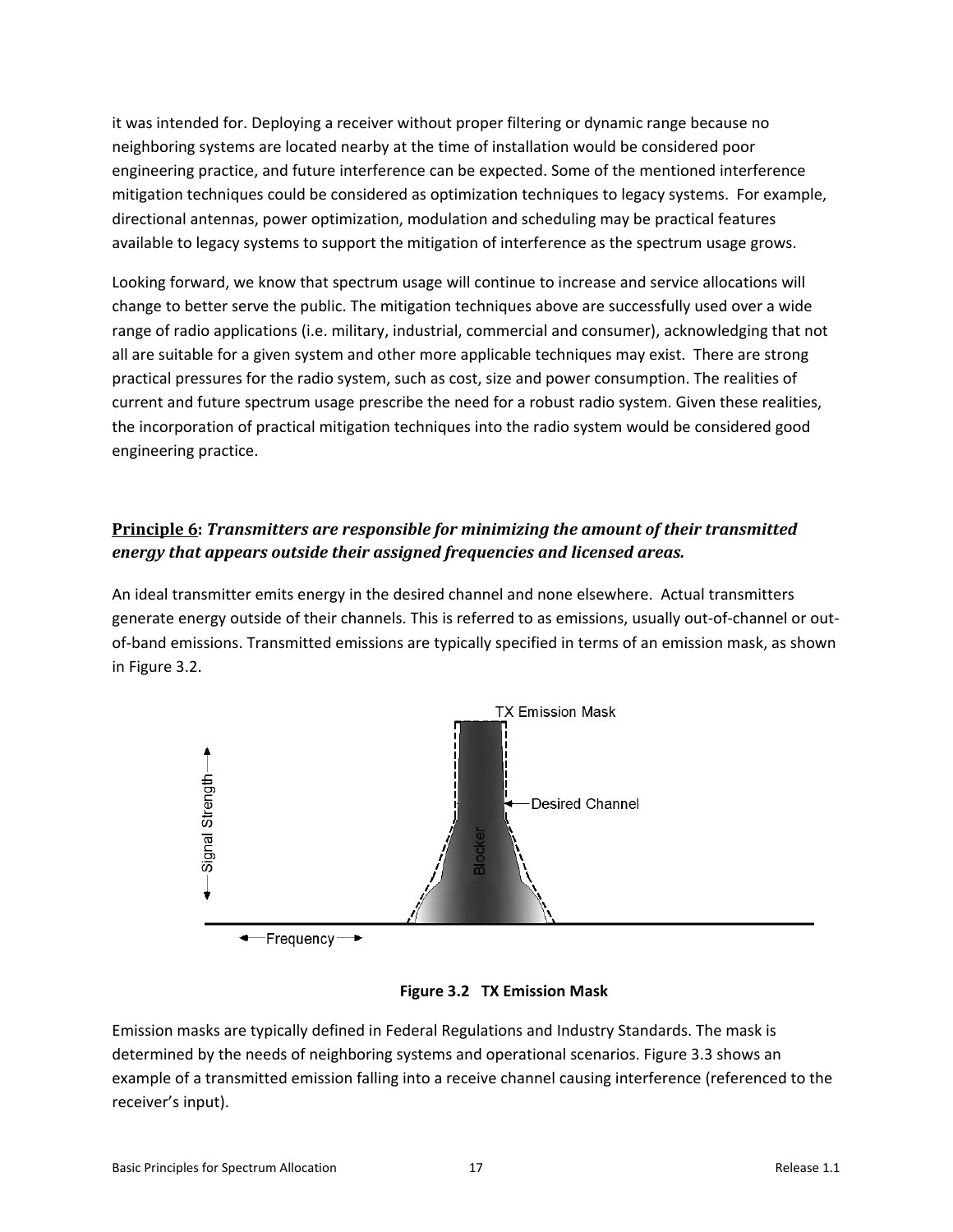it was intended for. Deploying a receiver without proper filtering or dynamic range because no neighboring systems are located nearby at the time of installation would be considered poor engineering practice, and future interference can be expected. Some of the mentioned interference mitigation techniques could be considered as optimization techniques to legacy systems. For example, directional antennas, power optimization, modulation and scheduling may be practical features available to legacy systems to support the mitigation of interference as the spectrum usage grows.

Looking forward, we know that spectrum usage will continue to increase and service allocations will change to better serve the public. The mitigation techniques above are successfully used over a wide range of radio applications (i.e. military, industrial, commercial and consumer), acknowledging that not all are suitable for a given system and other more applicable techniques may exist. There are strong practical pressures for the radio system, such as cost, size and power consumption. The realities of current and future spectrum usage prescribe the need for a robust radio system. Given these realities, the incorporation of practical mitigation techniques into the radio system would be considered good engineering practice.

### Principle 6: *Transmitters are responsible for minimizing the amount of their transmitted energy that appears outside their assigned frequencies and licensed areas.*

An ideal transmitter emits energy in the desired channel and none elsewhere. Actual transmitters generate energy outside of their channels. This is referred to as emissions, usually out-of-channel or out-of-band emissions. Transmitted emissions are typically specified in terms of an emission mask, as shown in Figure 3.2.

**Figure 3.2 TX Emission Mask**

Emission masks are typically defined in Federal Regulations and Industry Standards. The mask is determined by the needs of neighboring systems and operational scenarios. Figure 3.3 shows an example of a transmitted emission falling into a receive channel causing interference (referenced to the receiver's input).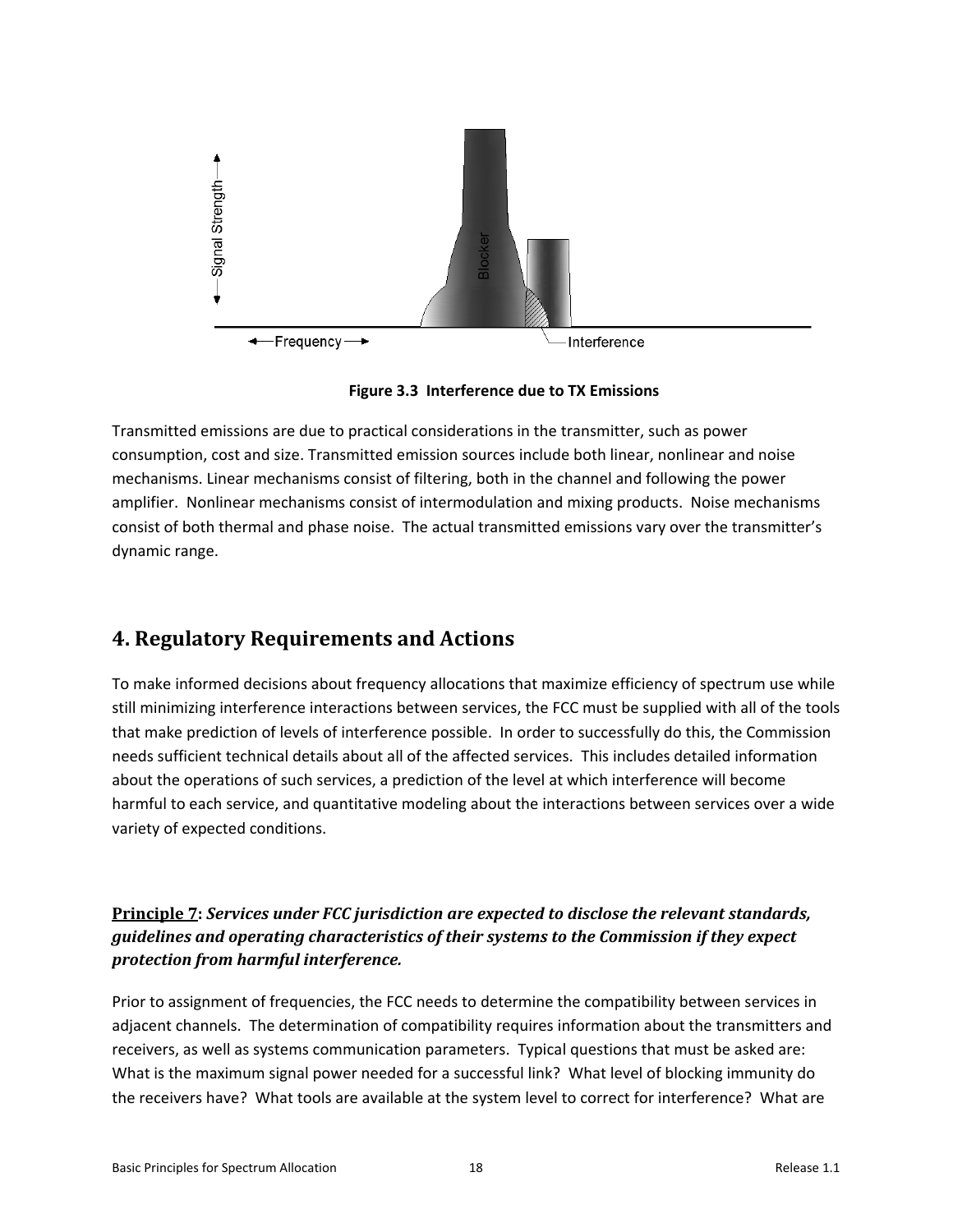**Figure 3.3 Interference due to TX Emissions**

Transmitted emissions are due to practical considerations in the transmitter, such as power consumption, cost and size. Transmitted emission sources include both linear, nonlinear and noise mechanisms. Linear mechanisms consist of filtering, both in the channel and following the power amplifier. Nonlinear mechanisms consist of intermodulation and mixing products. Noise mechanisms consist of both thermal and phase noise. The actual transmitted emissions vary over the transmitter's dynamic range.

# 4. Regulatory Requirements and Actions

To make informed decisions about frequency allocations that maximize efficiency of spectrum use while still minimizing interference interactions between services, the FCC must be supplied with all of the tools that make prediction of levels of interference possible. In order to successfully do this, the Commission needs sufficient technical details about all of the affected services. This includes detailed information about the operations of such services, a prediction of the level at which interference will become harmful to each service, and quantitative modeling about the interactions between services over a wide variety of expected conditions.

### <u>Principle 7</u>: ***Services under FCC jurisdiction are expected to disclose the relevant standards, guidelines and operating characteristics of their systems to the Commission if they expect protection from harmful interference.***

Prior to assignment of frequencies, the FCC needs to determine the compatibility between services in adjacent channels. The determination of compatibility requires information about the transmitters and receivers, as well as systems communication parameters. Typical questions that must be asked are: What is the maximum signal power needed for a successful link? What level of blocking immunity do the receivers have? What tools are available at the system level to correct for interference? What are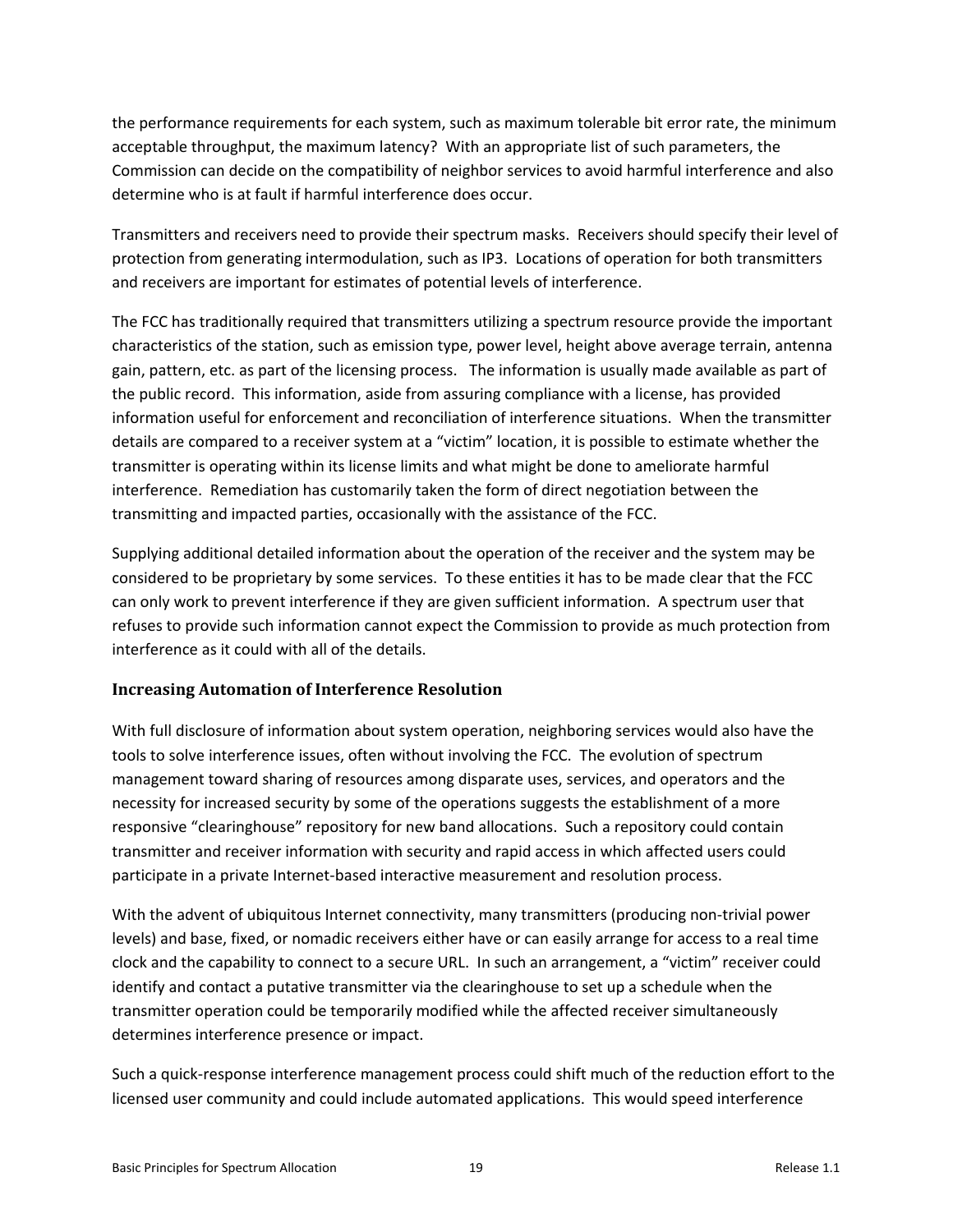the performance requirements for each system, such as maximum tolerable bit error rate, the minimum acceptable throughput, the maximum latency? With an appropriate list of such parameters, the Commission can decide on the compatibility of neighbor services to avoid harmful interference and also determine who is at fault if harmful interference does occur.

Transmitters and receivers need to provide their spectrum masks. Receivers should specify their level of protection from generating intermodulation, such as IP3. Locations of operation for both transmitters and receivers are important for estimates of potential levels of interference.

The FCC has traditionally required that transmitters utilizing a spectrum resource provide the important characteristics of the station, such as emission type, power level, height above average terrain, antenna gain, pattern, etc. as part of the licensing process. The information is usually made available as part of the public record. This information, aside from assuring compliance with a license, has provided information useful for enforcement and reconciliation of interference situations. When the transmitter details are compared to a receiver system at a "victim" location, it is possible to estimate whether the transmitter is operating within its license limits and what might be done to ameliorate harmful interference. Remediation has customarily taken the form of direct negotiation between the transmitting and impacted parties, occasionally with the assistance of the FCC.

Supplying additional detailed information about the operation of the receiver and the system may be considered to be proprietary by some services. To these entities it has to be made clear that the FCC can only work to prevent interference if they are given sufficient information. A spectrum user that refuses to provide such information cannot expect the Commission to provide as much protection from interference as it could with all of the details.

### Increasing Automation of Interference Resolution

With full disclosure of information about system operation, neighboring services would also have the tools to solve interference issues, often without involving the FCC. The evolution of spectrum management toward sharing of resources among disparate uses, services, and operators and the necessity for increased security by some of the operations suggests the establishment of a more responsive "clearinghouse" repository for new band allocations. Such a repository could contain transmitter and receiver information with security and rapid access in which affected users could participate in a private Internet-based interactive measurement and resolution process.

With the advent of ubiquitous Internet connectivity, many transmitters (producing non-trivial power levels) and base, fixed, or nomadic receivers either have or can easily arrange for access to a real time clock and the capability to connect to a secure URL. In such an arrangement, a "victim" receiver could identify and contact a putative transmitter via the clearinghouse to set up a schedule when the transmitter operation could be temporarily modified while the affected receiver simultaneously determines interference presence or impact.

Such a quick-response interference management process could shift much of the reduction effort to the licensed user community and could include automated applications. This would speed interference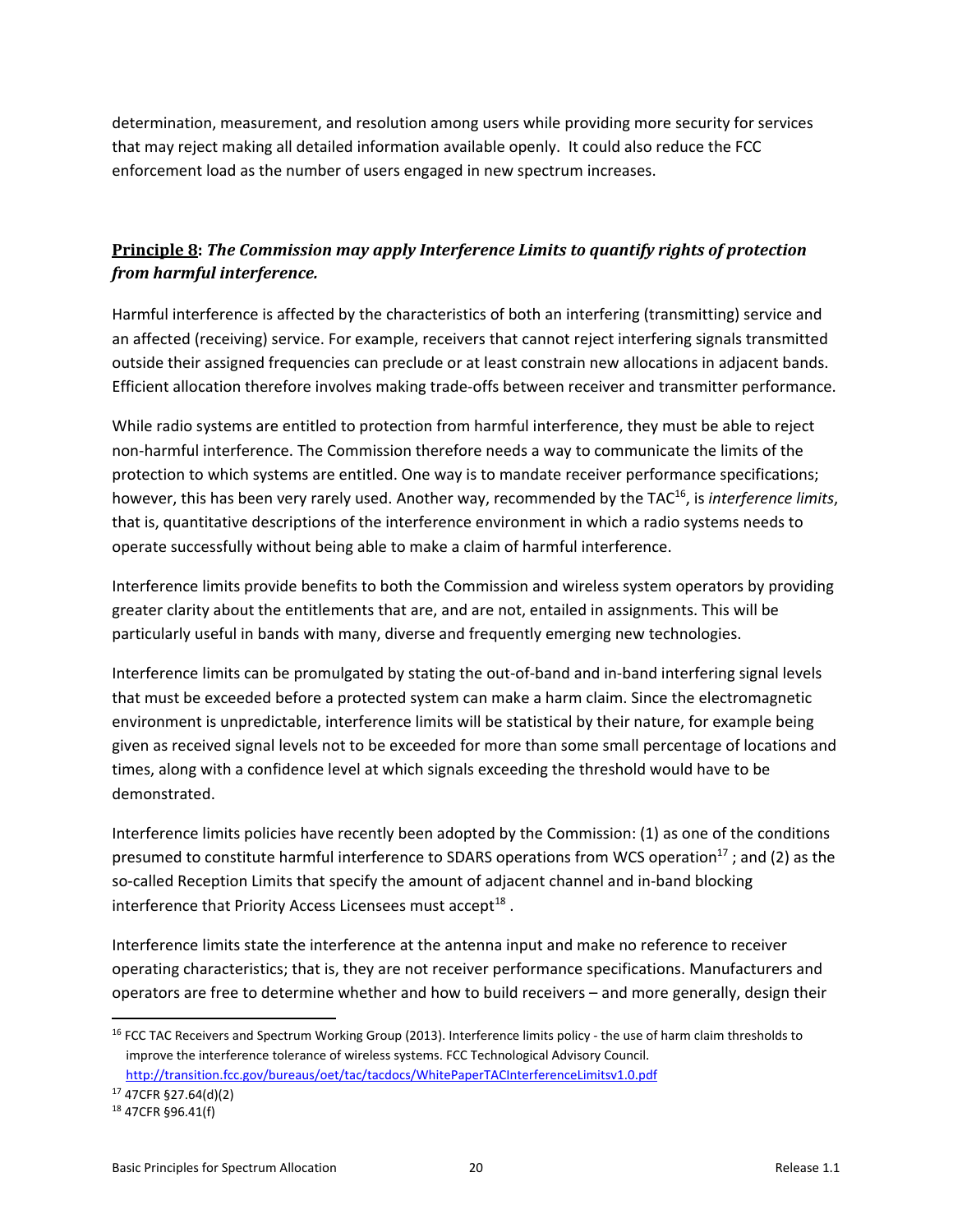determination, measurement, and resolution among users while providing more security for services that may reject making all detailed information available openly. It could also reduce the FCC enforcement load as the number of users engaged in new spectrum increases.

### **Principle 8**: ***The Commission may apply Interference Limits to quantify rights of protection from harmful interference.***

Harmful interference is affected by the characteristics of both an interfering (transmitting) service and an affected (receiving) service. For example, receivers that cannot reject interfering signals transmitted outside their assigned frequencies can preclude or at least constrain new allocations in adjacent bands. Efficient allocation therefore involves making trade-offs between receiver and transmitter performance.

While radio systems are entitled to protection from harmful interference, they must be able to reject non-harmful interference. The Commission therefore needs a way to communicate the limits of the protection to which systems are entitled. One way is to mandate receiver performance specifications; however, this has been very rarely used. Another way, recommended by the TAC[16], is *interference limits*, that is, quantitative descriptions of the interference environment in which a radio systems needs to operate successfully without being able to make a claim of harmful interference.

Interference limits provide benefits to both the Commission and wireless system operators by providing greater clarity about the entitlements that are, and are not, entailed in assignments. This will be particularly useful in bands with many, diverse and frequently emerging new technologies.

Interference limits can be promulgated by stating the out-of-band and in-band interfering signal levels that must be exceeded before a protected system can make a harm claim. Since the electromagnetic environment is unpredictable, interference limits will be statistical by their nature, for example being given as received signal levels not to be exceeded for more than some small percentage of locations and times, along with a confidence level at which signals exceeding the threshold would have to be demonstrated.

Interference limits policies have recently been adopted by the Commission: (1) as one of the conditions presumed to constitute harmful interference to SDARS operations from WCS operation[17] ; and (2) as the so-called Reception Limits that specify the amount of adjacent channel and in-band blocking interference that Priority Access Licensees must accept[18] .

Interference limits state the interference at the antenna input and make no reference to receiver operating characteristics; that is, they are not receiver performance specifications. Manufacturers and operators are free to determine whether and how to build receivers – and more generally, design their

---

[16] FCC TAC Receivers and Spectrum Working Group (2013). Interference limits policy - the use of harm claim thresholds to improve the interference tolerance of wireless systems. FCC Technological Advisory Council. http://transition.fcc.gov/bureaus/oet/tac/tacdocs/WhitePaperTACInterferenceLimitsv1.0.pdf

[17] 47CFR §27.64(d)(2)

[18] 47CFR §96.41(f)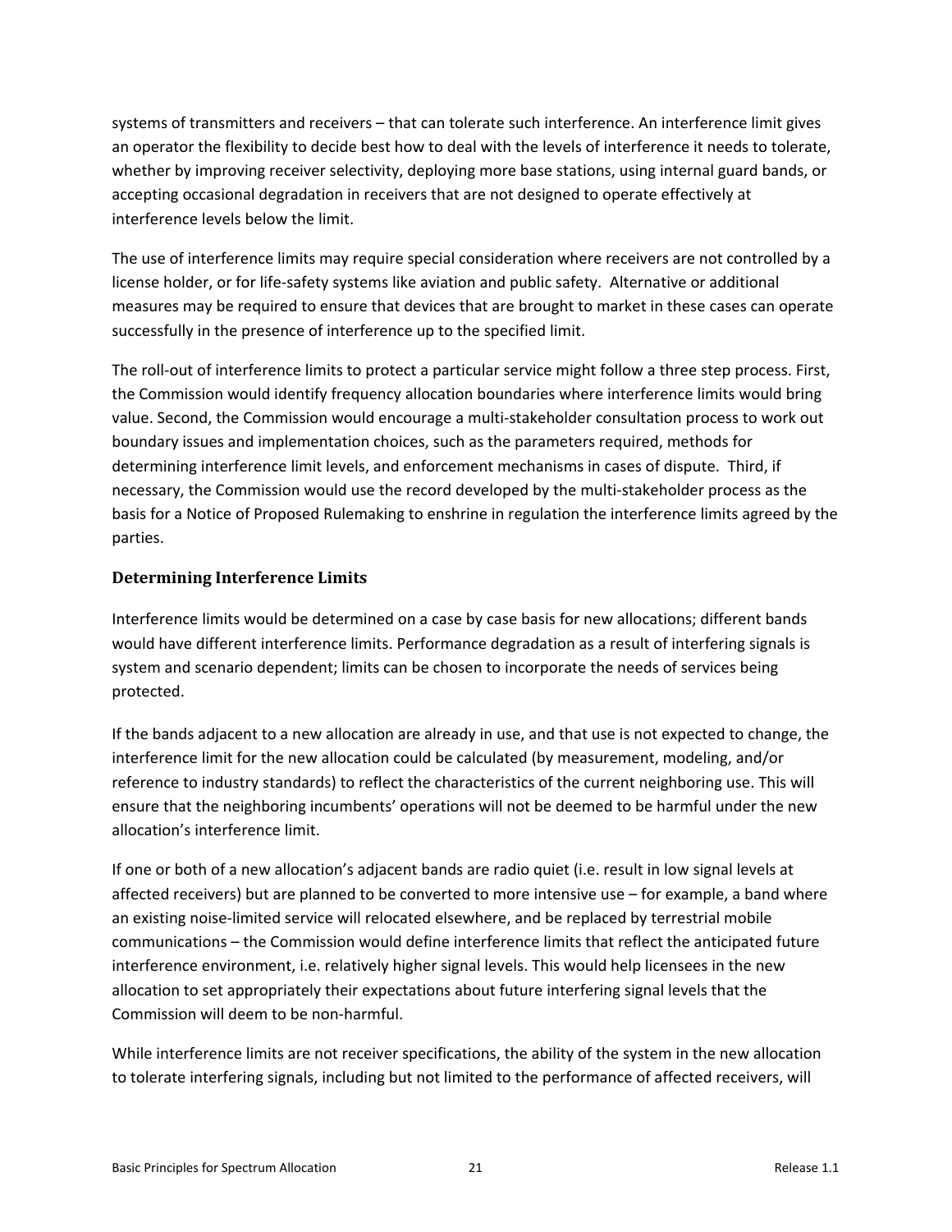systems of transmitters and receivers – that can tolerate such interference. An interference limit gives an operator the flexibility to decide best how to deal with the levels of interference it needs to tolerate, whether by improving receiver selectivity, deploying more base stations, using internal guard bands, or accepting occasional degradation in receivers that are not designed to operate effectively at interference levels below the limit.

The use of interference limits may require special consideration where receivers are not controlled by a license holder, or for life-safety systems like aviation and public safety. Alternative or additional measures may be required to ensure that devices that are brought to market in these cases can operate successfully in the presence of interference up to the specified limit.

The roll-out of interference limits to protect a particular service might follow a three step process. First, the Commission would identify frequency allocation boundaries where interference limits would bring value. Second, the Commission would encourage a multi-stakeholder consultation process to work out boundary issues and implementation choices, such as the parameters required, methods for determining interference limit levels, and enforcement mechanisms in cases of dispute. Third, if necessary, the Commission would use the record developed by the multi-stakeholder process as the basis for a Notice of Proposed Rulemaking to enshrine in regulation the interference limits agreed by the parties.

### Determining Interference Limits

Interference limits would be determined on a case by case basis for new allocations; different bands would have different interference limits. Performance degradation as a result of interfering signals is system and scenario dependent; limits can be chosen to incorporate the needs of services being protected.

If the bands adjacent to a new allocation are already in use, and that use is not expected to change, the interference limit for the new allocation could be calculated (by measurement, modeling, and/or reference to industry standards) to reflect the characteristics of the current neighboring use. This will ensure that the neighboring incumbents' operations will not be deemed to be harmful under the new allocation's interference limit.

If one or both of a new allocation's adjacent bands are radio quiet (i.e. result in low signal levels at affected receivers) but are planned to be converted to more intensive use – for example, a band where an existing noise-limited service will relocated elsewhere, and be replaced by terrestrial mobile communications – the Commission would define interference limits that reflect the anticipated future interference environment, i.e. relatively higher signal levels. This would help licensees in the new allocation to set appropriately their expectations about future interfering signal levels that the Commission will deem to be non-harmful.

While interference limits are not receiver specifications, the ability of the system in the new allocation to tolerate interfering signals, including but not limited to the performance of affected receivers, will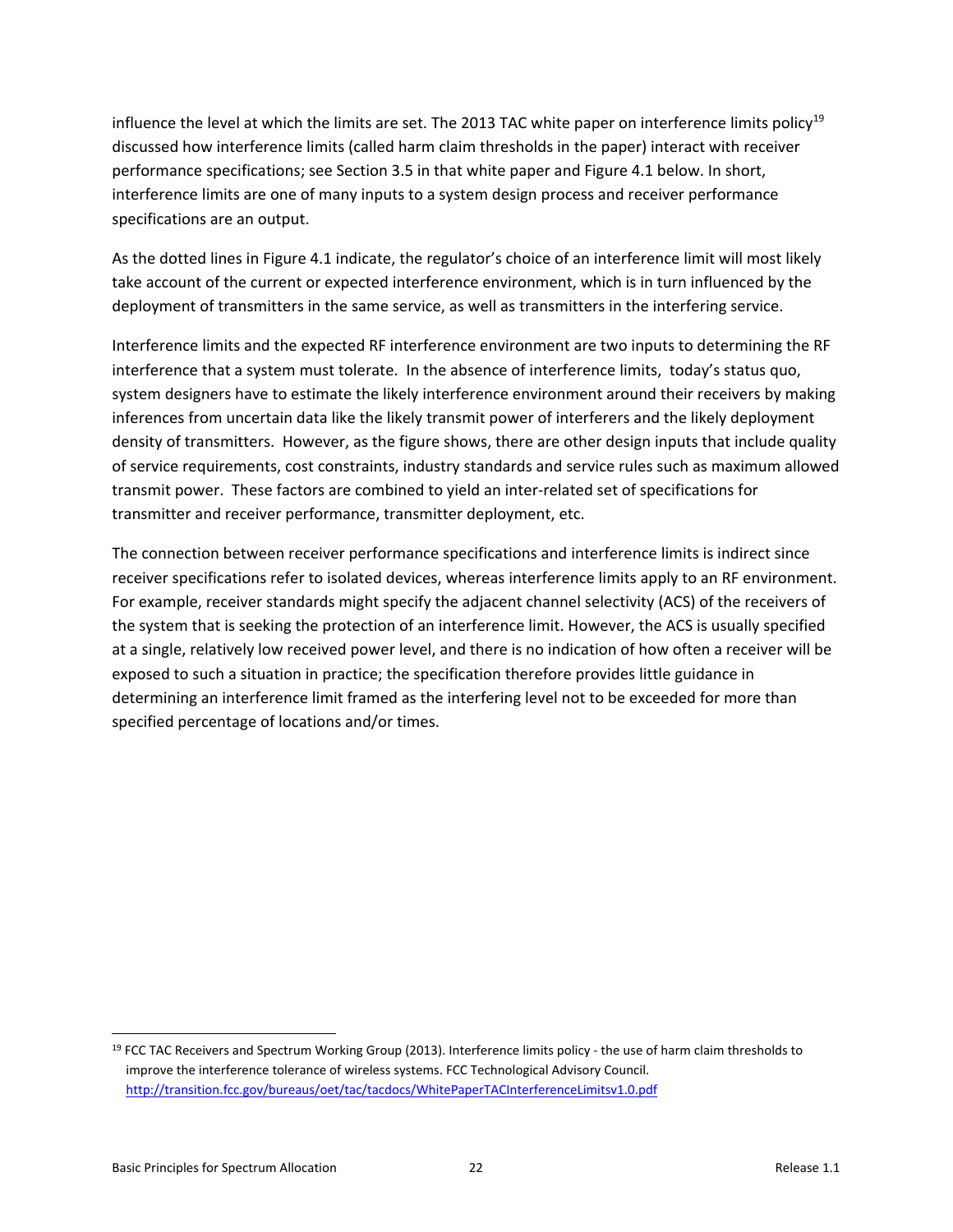influence the level at which the limits are set. The 2013 TAC white paper on interference limits policy[19] discussed how interference limits (called harm claim thresholds in the paper) interact with receiver performance specifications; see Section 3.5 in that white paper and Figure 4.1 below. In short, interference limits are one of many inputs to a system design process and receiver performance specifications are an output.

As the dotted lines in Figure 4.1 indicate, the regulator's choice of an interference limit will most likely take account of the current or expected interference environment, which is in turn influenced by the deployment of transmitters in the same service, as well as transmitters in the interfering service.

Interference limits and the expected RF interference environment are two inputs to determining the RF interference that a system must tolerate. In the absence of interference limits, today's status quo, system designers have to estimate the likely interference environment around their receivers by making inferences from uncertain data like the likely transmit power of interferers and the likely deployment density of transmitters. However, as the figure shows, there are other design inputs that include quality of service requirements, cost constraints, industry standards and service rules such as maximum allowed transmit power. These factors are combined to yield an inter-related set of specifications for transmitter and receiver performance, transmitter deployment, etc.

The connection between receiver performance specifications and interference limits is indirect since receiver specifications refer to isolated devices, whereas interference limits apply to an RF environment. For example, receiver standards might specify the adjacent channel selectivity (ACS) of the receivers of the system that is seeking the protection of an interference limit. However, the ACS is usually specified at a single, relatively low received power level, and there is no indication of how often a receiver will be exposed to such a situation in practice; the specification therefore provides little guidance in determining an interference limit framed as the interfering level not to be exceeded for more than specified percentage of locations and/or times.

---

[19] FCC TAC Receivers and Spectrum Working Group (2013). Interference limits policy - the use of harm claim thresholds to improve the interference tolerance of wireless systems. FCC Technological Advisory Council. http://transition.fcc.gov/bureaus/oet/tac/tacdocs/WhitePaperTACInterferenceLimitsv1.0.pdf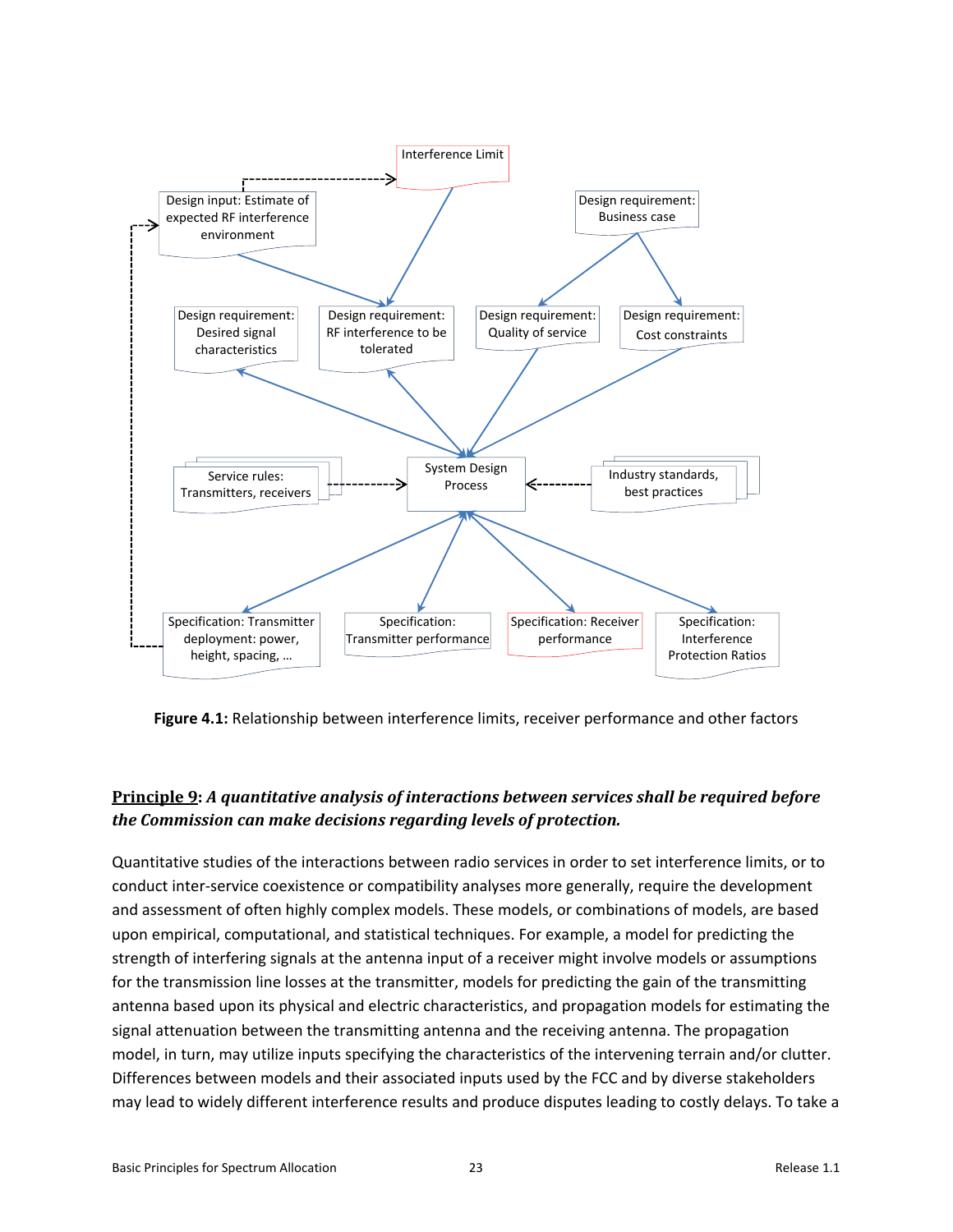Interference Limit

Design input: Estimate of expected RF interference environment

Design requirement: Business case

Design requirement: Desired signal characteristics

Design requirement: RF interference to be tolerated

Design requirement: Quality of service

Design requirement: Cost constraints

Service rules: Transmitters, receivers

System Design Process

Industry standards, best practices

Specification: Transmitter deployment: power, height, spacing, …

Specification: Transmitter performance

Specification: Receiver performance

Specification: Interference Protection Ratios

**Figure 4.1:** Relationship between interference limits, receiver performance and other factors

**Principle 9**: ***A quantitative analysis of interactions between services shall be required before the Commission can make decisions regarding levels of protection.***

Quantitative studies of the interactions between radio services in order to set interference limits, or to conduct inter-service coexistence or compatibility analyses more generally, require the development and assessment of often highly complex models. These models, or combinations of models, are based upon empirical, computational, and statistical techniques. For example, a model for predicting the strength of interfering signals at the antenna input of a receiver might involve models or assumptions for the transmission line losses at the transmitter, models for predicting the gain of the transmitting antenna based upon its physical and electric characteristics, and propagation models for estimating the signal attenuation between the transmitting antenna and the receiving antenna. The propagation model, in turn, may utilize inputs specifying the characteristics of the intervening terrain and/or clutter. Differences between models and their associated inputs used by the FCC and by diverse stakeholders may lead to widely different interference results and produce disputes leading to costly delays. To take a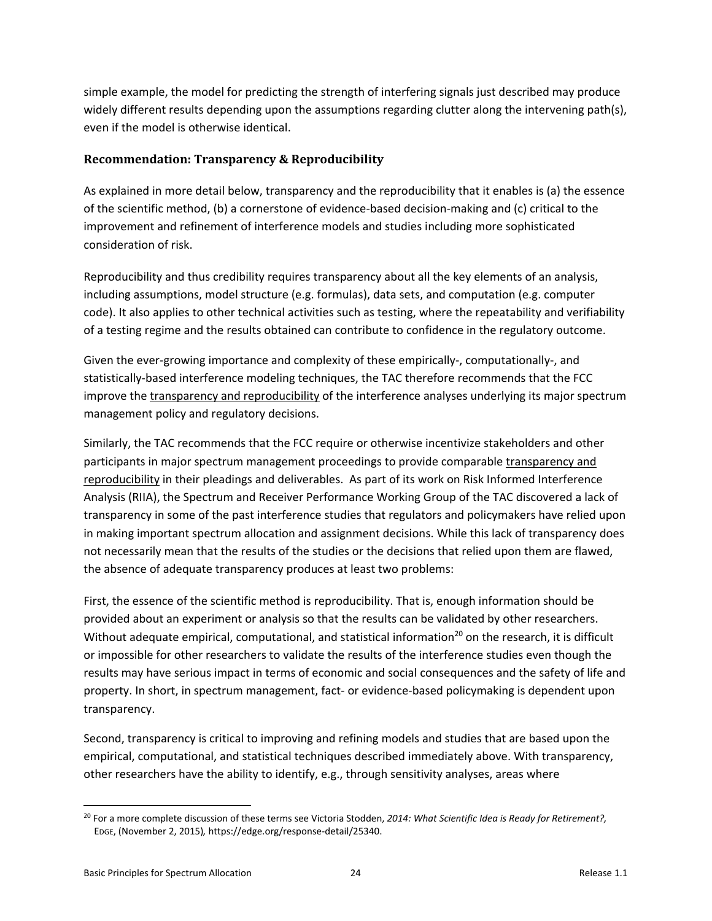simple example, the model for predicting the strength of interfering signals just described may produce widely different results depending upon the assumptions regarding clutter along the intervening path(s), even if the model is otherwise identical.

### Recommendation: Transparency & Reproducibility

As explained in more detail below, transparency and the reproducibility that it enables is (a) the essence of the scientific method, (b) a cornerstone of evidence-based decision-making and (c) critical to the improvement and refinement of interference models and studies including more sophisticated consideration of risk.

Reproducibility and thus credibility requires transparency about all the key elements of an analysis, including assumptions, model structure (e.g. formulas), data sets, and computation (e.g. computer code). It also applies to other technical activities such as testing, where the repeatability and verifiability of a testing regime and the results obtained can contribute to confidence in the regulatory outcome.

Given the ever-growing importance and complexity of these empirically-, computationally-, and statistically-based interference modeling techniques, the TAC therefore recommends that the FCC improve the <u>transparency and reproducibility</u> of the interference analyses underlying its major spectrum management policy and regulatory decisions.

Similarly, the TAC recommends that the FCC require or otherwise incentivize stakeholders and other participants in major spectrum management proceedings to provide comparable <u>transparency and reproducibility</u> in their pleadings and deliverables. As part of its work on Risk Informed Interference Analysis (RIIA), the Spectrum and Receiver Performance Working Group of the TAC discovered a lack of transparency in some of the past interference studies that regulators and policymakers have relied upon in making important spectrum allocation and assignment decisions. While this lack of transparency does not necessarily mean that the results of the studies or the decisions that relied upon them are flawed, the absence of adequate transparency produces at least two problems:

First, the essence of the scientific method is reproducibility. That is, enough information should be provided about an experiment or analysis so that the results can be validated by other researchers. Without adequate empirical, computational, and statistical information[20] on the research, it is difficult or impossible for other researchers to validate the results of the interference studies even though the results may have serious impact in terms of economic and social consequences and the safety of life and property. In short, in spectrum management, fact- or evidence-based policymaking is dependent upon transparency.

Second, transparency is critical to improving and refining models and studies that are based upon the empirical, computational, and statistical techniques described immediately above. With transparency, other researchers have the ability to identify, e.g., through sensitivity analyses, areas where

---

[20] For a more complete discussion of these terms see Victoria Stodden, *2014: What Scientific Idea is Ready for Retirement?,* EDGE, (November 2, 2015)*,* https://edge.org/response-detail/25340.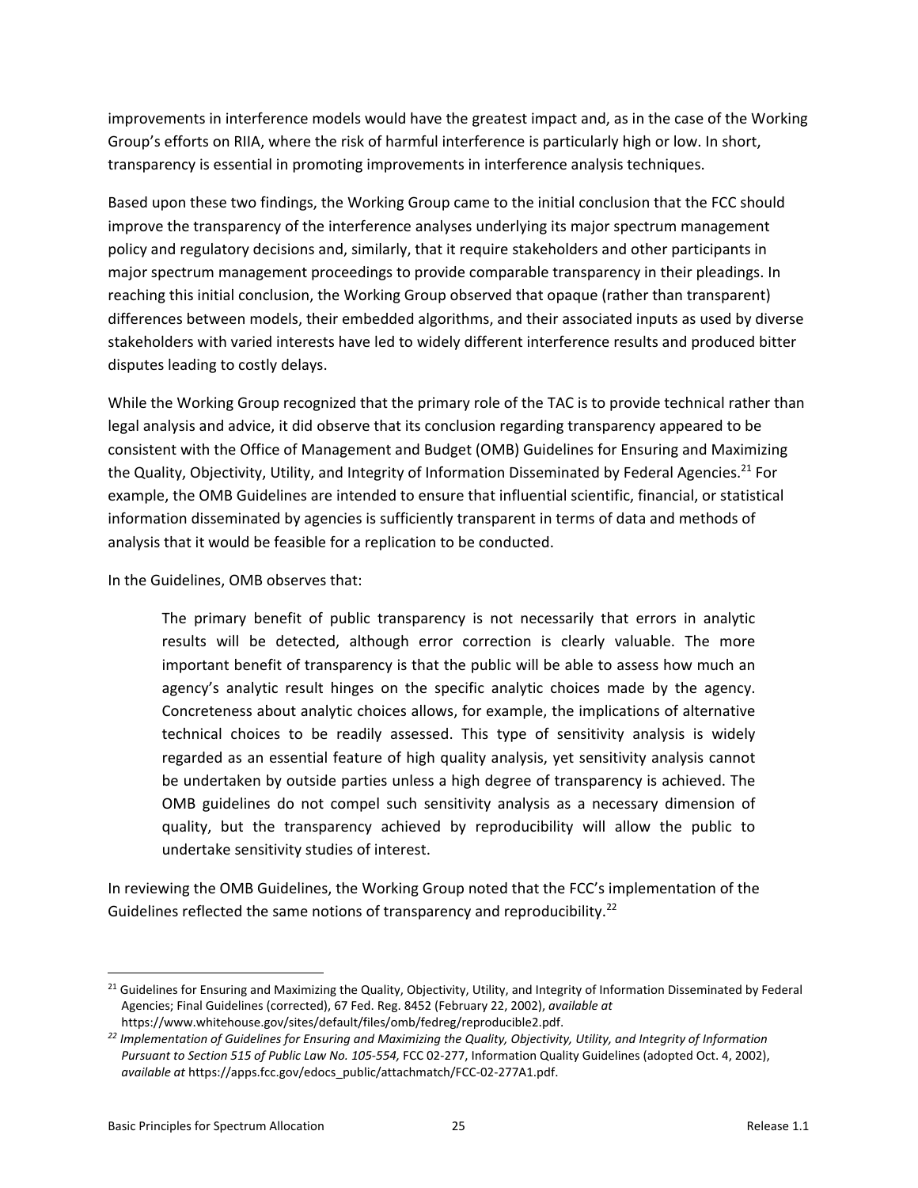improvements in interference models would have the greatest impact and, as in the case of the Working Group's efforts on RIIA, where the risk of harmful interference is particularly high or low. In short, transparency is essential in promoting improvements in interference analysis techniques.

Based upon these two findings, the Working Group came to the initial conclusion that the FCC should improve the transparency of the interference analyses underlying its major spectrum management policy and regulatory decisions and, similarly, that it require stakeholders and other participants in major spectrum management proceedings to provide comparable transparency in their pleadings. In reaching this initial conclusion, the Working Group observed that opaque (rather than transparent) differences between models, their embedded algorithms, and their associated inputs as used by diverse stakeholders with varied interests have led to widely different interference results and produced bitter disputes leading to costly delays.

While the Working Group recognized that the primary role of the TAC is to provide technical rather than legal analysis and advice, it did observe that its conclusion regarding transparency appeared to be consistent with the Office of Management and Budget (OMB) Guidelines for Ensuring and Maximizing the Quality, Objectivity, Utility, and Integrity of Information Disseminated by Federal Agencies.[21] For example, the OMB Guidelines are intended to ensure that influential scientific, financial, or statistical information disseminated by agencies is sufficiently transparent in terms of data and methods of analysis that it would be feasible for a replication to be conducted.

In the Guidelines, OMB observes that:

> The primary benefit of public transparency is not necessarily that errors in analytic results will be detected, although error correction is clearly valuable. The more important benefit of transparency is that the public will be able to assess how much an agency's analytic result hinges on the specific analytic choices made by the agency. Concreteness about analytic choices allows, for example, the implications of alternative technical choices to be readily assessed. This type of sensitivity analysis is widely regarded as an essential feature of high quality analysis, yet sensitivity analysis cannot be undertaken by outside parties unless a high degree of transparency is achieved. The OMB guidelines do not compel such sensitivity analysis as a necessary dimension of quality, but the transparency achieved by reproducibility will allow the public to undertake sensitivity studies of interest.

In reviewing the OMB Guidelines, the Working Group noted that the FCC's implementation of the Guidelines reflected the same notions of transparency and reproducibility.[22]

---

[21] Guidelines for Ensuring and Maximizing the Quality, Objectivity, Utility, and Integrity of Information Disseminated by Federal Agencies; Final Guidelines (corrected), 67 Fed. Reg. 8452 (February 22, 2002), *available at* https://www.whitehouse.gov/sites/default/files/omb/fedreg/reproducible2.pdf.

[22] *Implementation of Guidelines for Ensuring and Maximizing the Quality, Objectivity, Utility, and Integrity of Information Pursuant to Section 515 of Public Law No. 105-554,* FCC 02-277, Information Quality Guidelines (adopted Oct. 4, 2002), *available at* https://apps.fcc.gov/edocs_public/attachmatch/FCC-02-277A1.pdf.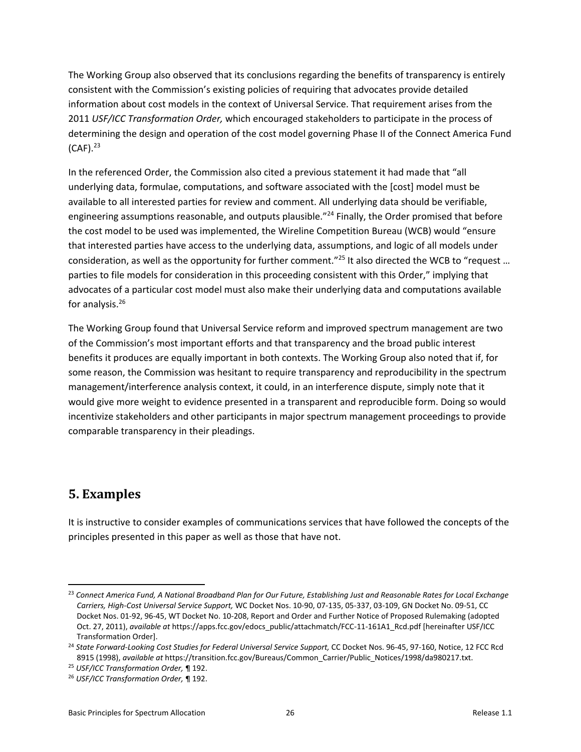The Working Group also observed that its conclusions regarding the benefits of transparency is entirely consistent with the Commission's existing policies of requiring that advocates provide detailed information about cost models in the context of Universal Service. That requirement arises from the 2011 *USF/ICC Transformation Order,* which encouraged stakeholders to participate in the process of determining the design and operation of the cost model governing Phase II of the Connect America Fund (CAF).[23]

In the referenced Order, the Commission also cited a previous statement it had made that "all underlying data, formulae, computations, and software associated with the [cost] model must be available to all interested parties for review and comment. All underlying data should be verifiable, engineering assumptions reasonable, and outputs plausible."[24] Finally, the Order promised that before the cost model to be used was implemented, the Wireline Competition Bureau (WCB) would "ensure that interested parties have access to the underlying data, assumptions, and logic of all models under consideration, as well as the opportunity for further comment."[25] It also directed the WCB to "request … parties to file models for consideration in this proceeding consistent with this Order," implying that advocates of a particular cost model must also make their underlying data and computations available for analysis.[26]

The Working Group found that Universal Service reform and improved spectrum management are two of the Commission's most important efforts and that transparency and the broad public interest benefits it produces are equally important in both contexts. The Working Group also noted that if, for some reason, the Commission was hesitant to require transparency and reproducibility in the spectrum management/interference analysis context, it could, in an interference dispute, simply note that it would give more weight to evidence presented in a transparent and reproducible form. Doing so would incentivize stakeholders and other participants in major spectrum management proceedings to provide comparable transparency in their pleadings.

## 5. Examples

It is instructive to consider examples of communications services that have followed the concepts of the principles presented in this paper as well as those that have not.

---

[23] *Connect America Fund, A National Broadband Plan for Our Future, Establishing Just and Reasonable Rates for Local Exchange Carriers, High-Cost Universal Service Support,* WC Docket Nos. 10-90, 07-135, 05-337, 03-109, GN Docket No. 09-51, CC Docket Nos. 01-92, 96-45, WT Docket No. 10-208, Report and Order and Further Notice of Proposed Rulemaking (adopted Oct. 27, 2011), *available at* https://apps.fcc.gov/edocs_public/attachmatch/FCC-11-161A1_Rcd.pdf [hereinafter USF/ICC Transformation Order].

[24] *State Forward-Looking Cost Studies for Federal Universal Service Support,* CC Docket Nos. 96-45, 97-160, Notice, 12 FCC Rcd 8915 (1998), *available at* https://transition.fcc.gov/Bureaus/Common_Carrier/Public_Notices/1998/da980217.txt.

[25] *USF/ICC Transformation Order,* ¶ 192.

[26] *USF/ICC Transformation Order,* ¶ 192.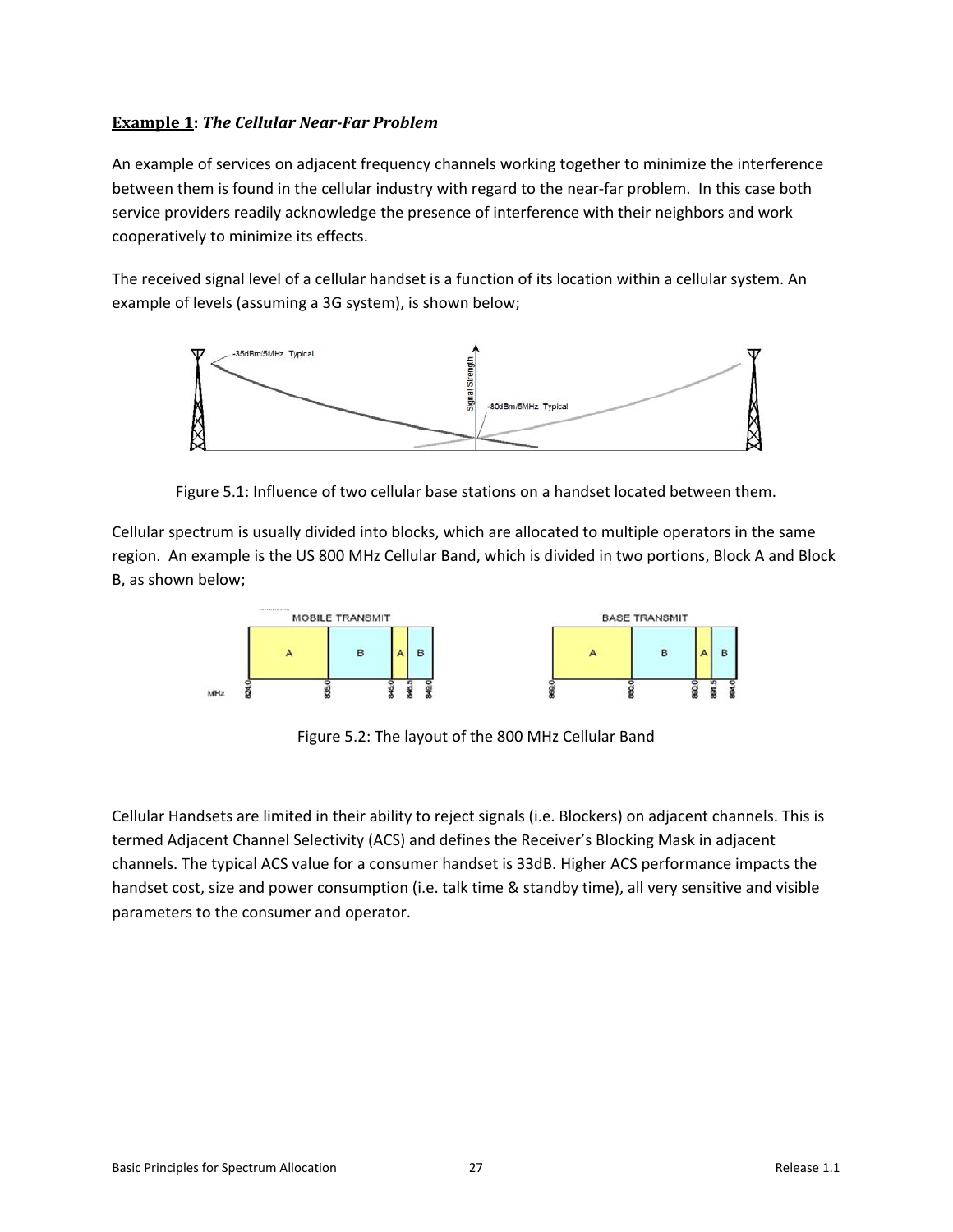**Example 1**: ***The Cellular Near-Far Problem***

An example of services on adjacent frequency channels working together to minimize the interference between them is found in the cellular industry with regard to the near-far problem. In this case both service providers readily acknowledge the presence of interference with their neighbors and work cooperatively to minimize its effects.

The received signal level of a cellular handset is a function of its location within a cellular system. An example of levels (assuming a 3G system), is shown below;

Figure 5.1: Influence of two cellular base stations on a handset located between them.

Cellular spectrum is usually divided into blocks, which are allocated to multiple operators in the same region. An example is the US 800 MHz Cellular Band, which is divided in two portions, Block A and Block B, as shown below;

Figure 5.2: The layout of the 800 MHz Cellular Band

Cellular Handsets are limited in their ability to reject signals (i.e. Blockers) on adjacent channels. This is termed Adjacent Channel Selectivity (ACS) and defines the Receiver's Blocking Mask in adjacent channels. The typical ACS value for a consumer handset is 33dB. Higher ACS performance impacts the handset cost, size and power consumption (i.e. talk time & standby time), all very sensitive and visible parameters to the consumer and operator.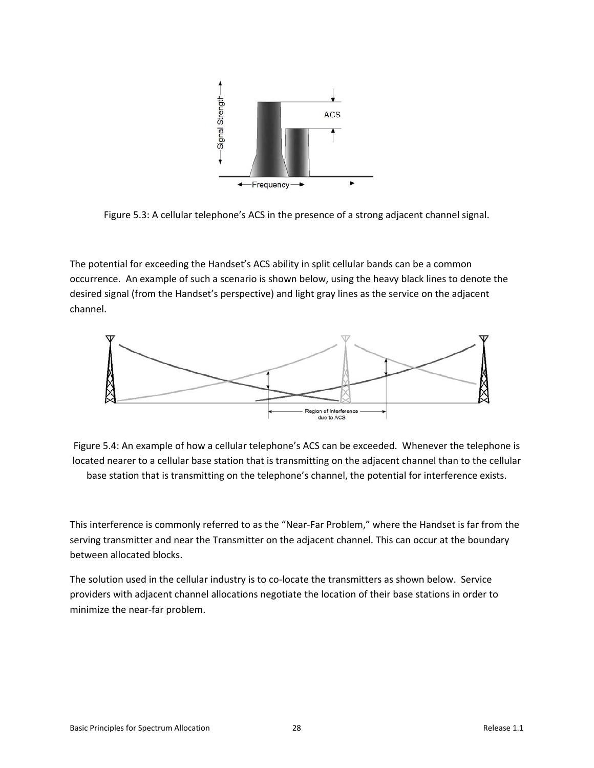Figure 5.3: A cellular telephone's ACS in the presence of a strong adjacent channel signal.

The potential for exceeding the Handset's ACS ability in split cellular bands can be a common occurrence. An example of such a scenario is shown below, using the heavy black lines to denote the desired signal (from the Handset's perspective) and light gray lines as the service on the adjacent channel.

Figure 5.4: An example of how a cellular telephone's ACS can be exceeded. Whenever the telephone is located nearer to a cellular base station that is transmitting on the adjacent channel than to the cellular base station that is transmitting on the telephone's channel, the potential for interference exists.

This interference is commonly referred to as the "Near-Far Problem," where the Handset is far from the serving transmitter and near the Transmitter on the adjacent channel. This can occur at the boundary between allocated blocks.

The solution used in the cellular industry is to co-locate the transmitters as shown below. Service providers with adjacent channel allocations negotiate the location of their base stations in order to minimize the near-far problem.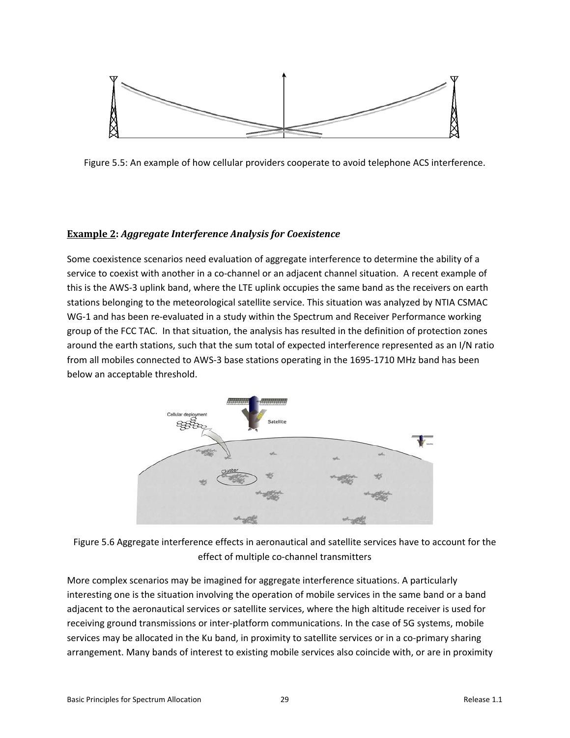Figure 5.5: An example of how cellular providers cooperate to avoid telephone ACS interference.

**Example 2: *Aggregate Interference Analysis for Coexistence***

Some coexistence scenarios need evaluation of aggregate interference to determine the ability of a service to coexist with another in a co-channel or an adjacent channel situation. A recent example of this is the AWS-3 uplink band, where the LTE uplink occupies the same band as the receivers on earth stations belonging to the meteorological satellite service. This situation was analyzed by NTIA CSMAC WG-1 and has been re-evaluated in a study within the Spectrum and Receiver Performance working group of the FCC TAC. In that situation, the analysis has resulted in the definition of protection zones around the earth stations, such that the sum total of expected interference represented as an I/N ratio from all mobiles connected to AWS-3 base stations operating in the 1695-1710 MHz band has been below an acceptable threshold.

Figure 5.6 Aggregate interference effects in aeronautical and satellite services have to account for the effect of multiple co-channel transmitters

More complex scenarios may be imagined for aggregate interference situations. A particularly interesting one is the situation involving the operation of mobile services in the same band or a band adjacent to the aeronautical services or satellite services, where the high altitude receiver is used for receiving ground transmissions or inter-platform communications. In the case of 5G systems, mobile services may be allocated in the Ku band, in proximity to satellite services or in a co-primary sharing arrangement. Many bands of interest to existing mobile services also coincide with, or are in proximity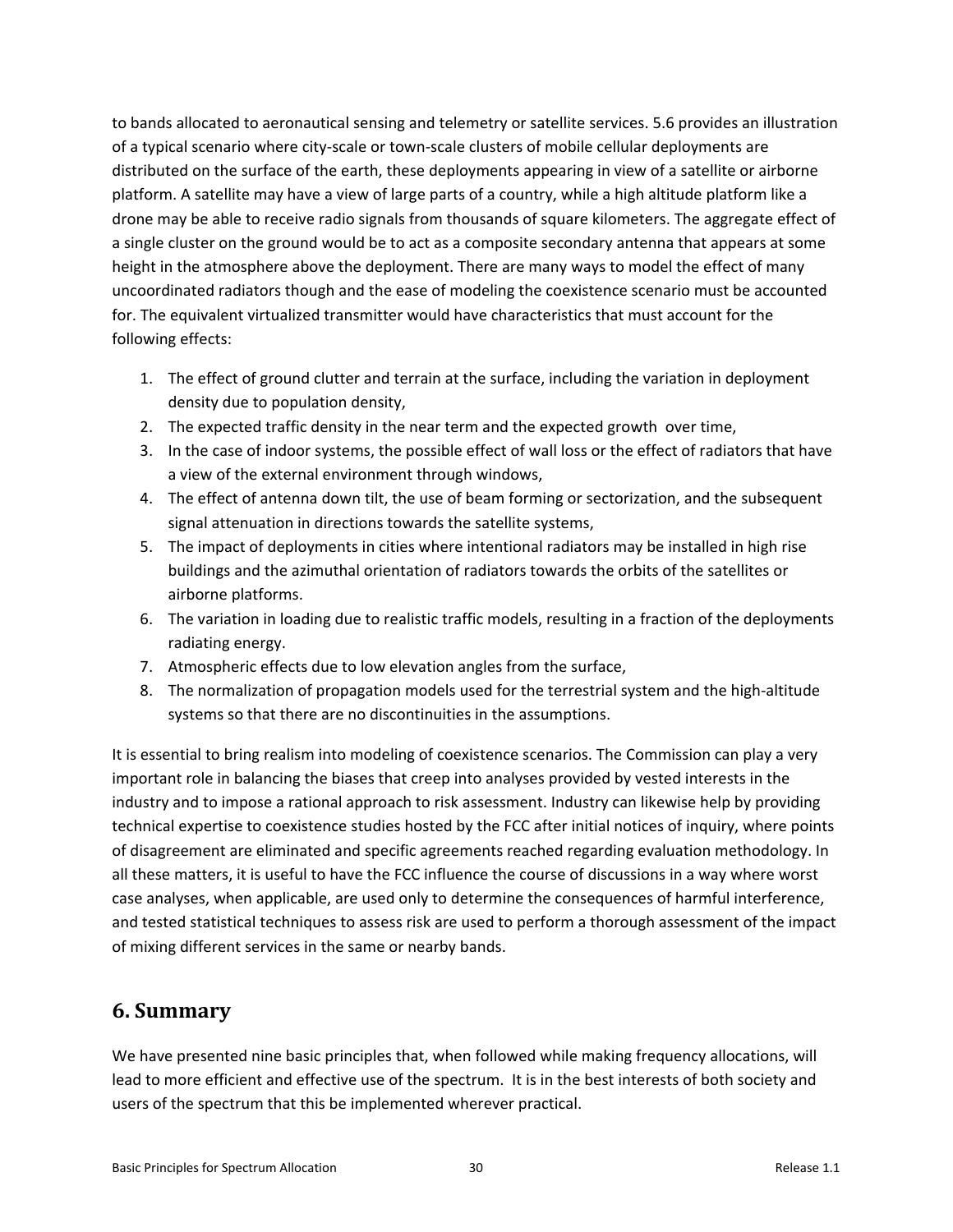to bands allocated to aeronautical sensing and telemetry or satellite services. 5.6 provides an illustration of a typical scenario where city-scale or town-scale clusters of mobile cellular deployments are distributed on the surface of the earth, these deployments appearing in view of a satellite or airborne platform. A satellite may have a view of large parts of a country, while a high altitude platform like a drone may be able to receive radio signals from thousands of square kilometers. The aggregate effect of a single cluster on the ground would be to act as a composite secondary antenna that appears at some height in the atmosphere above the deployment. There are many ways to model the effect of many uncoordinated radiators though and the ease of modeling the coexistence scenario must be accounted for. The equivalent virtualized transmitter would have characteristics that must account for the following effects:

1. The effect of ground clutter and terrain at the surface, including the variation in deployment density due to population density,
2. The expected traffic density in the near term and the expected growth over time,
3. In the case of indoor systems, the possible effect of wall loss or the effect of radiators that have a view of the external environment through windows,
4. The effect of antenna down tilt, the use of beam forming or sectorization, and the subsequent signal attenuation in directions towards the satellite systems,
5. The impact of deployments in cities where intentional radiators may be installed in high rise buildings and the azimuthal orientation of radiators towards the orbits of the satellites or airborne platforms.
6. The variation in loading due to realistic traffic models, resulting in a fraction of the deployments radiating energy.
7. Atmospheric effects due to low elevation angles from the surface,
8. The normalization of propagation models used for the terrestrial system and the high-altitude systems so that there are no discontinuities in the assumptions.

It is essential to bring realism into modeling of coexistence scenarios. The Commission can play a very important role in balancing the biases that creep into analyses provided by vested interests in the industry and to impose a rational approach to risk assessment. Industry can likewise help by providing technical expertise to coexistence studies hosted by the FCC after initial notices of inquiry, where points of disagreement are eliminated and specific agreements reached regarding evaluation methodology. In all these matters, it is useful to have the FCC influence the course of discussions in a way where worst case analyses, when applicable, are used only to determine the consequences of harmful interference, and tested statistical techniques to assess risk are used to perform a thorough assessment of the impact of mixing different services in the same or nearby bands.

## 6. Summary

We have presented nine basic principles that, when followed while making frequency allocations, will lead to more efficient and effective use of the spectrum. It is in the best interests of both society and users of the spectrum that this be implemented wherever practical.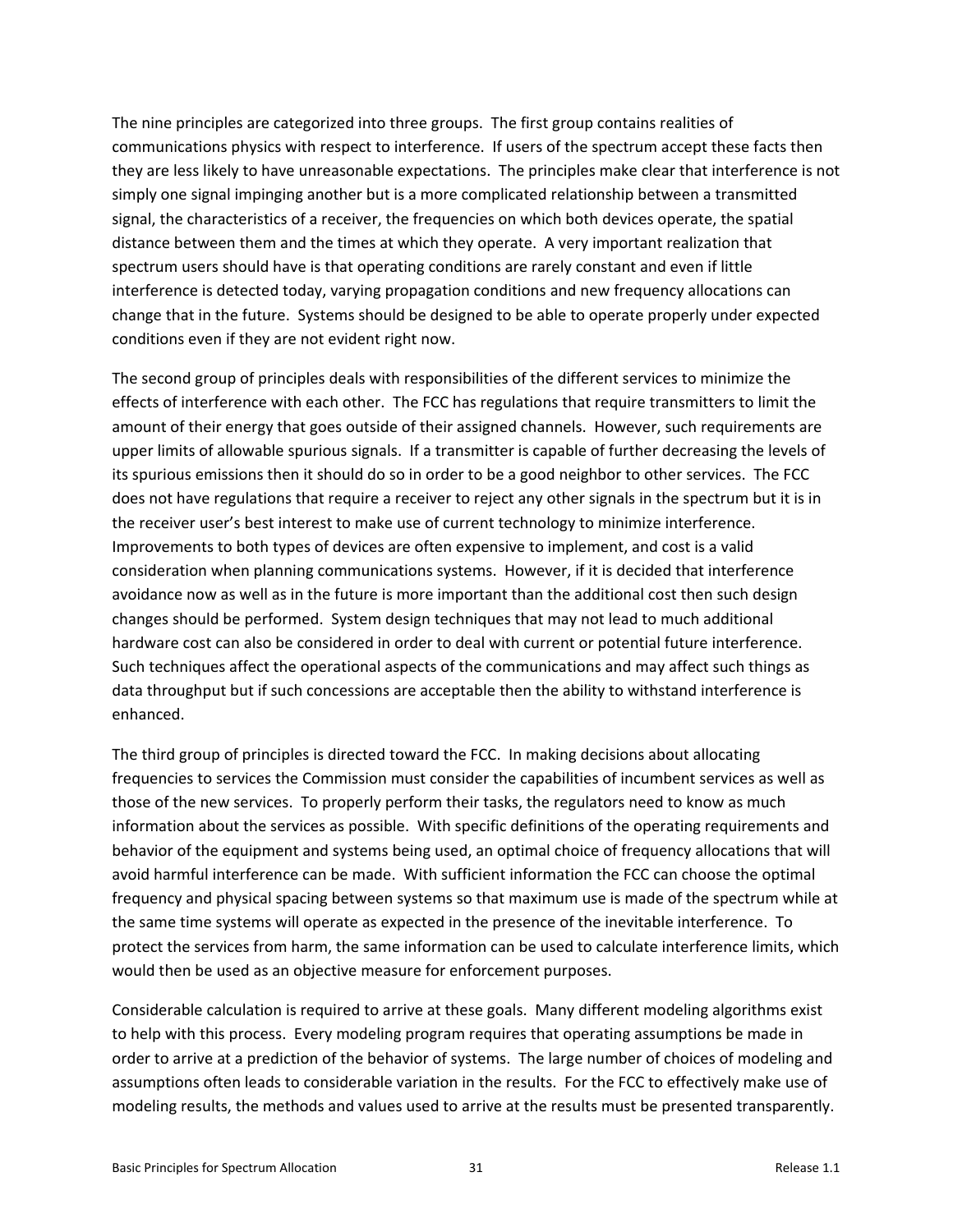The nine principles are categorized into three groups. The first group contains realities of communications physics with respect to interference. If users of the spectrum accept these facts then they are less likely to have unreasonable expectations. The principles make clear that interference is not simply one signal impinging another but is a more complicated relationship between a transmitted signal, the characteristics of a receiver, the frequencies on which both devices operate, the spatial distance between them and the times at which they operate. A very important realization that spectrum users should have is that operating conditions are rarely constant and even if little interference is detected today, varying propagation conditions and new frequency allocations can change that in the future. Systems should be designed to be able to operate properly under expected conditions even if they are not evident right now.

The second group of principles deals with responsibilities of the different services to minimize the effects of interference with each other. The FCC has regulations that require transmitters to limit the amount of their energy that goes outside of their assigned channels. However, such requirements are upper limits of allowable spurious signals. If a transmitter is capable of further decreasing the levels of its spurious emissions then it should do so in order to be a good neighbor to other services. The FCC does not have regulations that require a receiver to reject any other signals in the spectrum but it is in the receiver user's best interest to make use of current technology to minimize interference. Improvements to both types of devices are often expensive to implement, and cost is a valid consideration when planning communications systems. However, if it is decided that interference avoidance now as well as in the future is more important than the additional cost then such design changes should be performed. System design techniques that may not lead to much additional hardware cost can also be considered in order to deal with current or potential future interference. Such techniques affect the operational aspects of the communications and may affect such things as data throughput but if such concessions are acceptable then the ability to withstand interference is enhanced.

The third group of principles is directed toward the FCC. In making decisions about allocating frequencies to services the Commission must consider the capabilities of incumbent services as well as those of the new services. To properly perform their tasks, the regulators need to know as much information about the services as possible. With specific definitions of the operating requirements and behavior of the equipment and systems being used, an optimal choice of frequency allocations that will avoid harmful interference can be made. With sufficient information the FCC can choose the optimal frequency and physical spacing between systems so that maximum use is made of the spectrum while at the same time systems will operate as expected in the presence of the inevitable interference. To protect the services from harm, the same information can be used to calculate interference limits, which would then be used as an objective measure for enforcement purposes.

Considerable calculation is required to arrive at these goals. Many different modeling algorithms exist to help with this process. Every modeling program requires that operating assumptions be made in order to arrive at a prediction of the behavior of systems. The large number of choices of modeling and assumptions often leads to considerable variation in the results. For the FCC to effectively make use of modeling results, the methods and values used to arrive at the results must be presented transparently.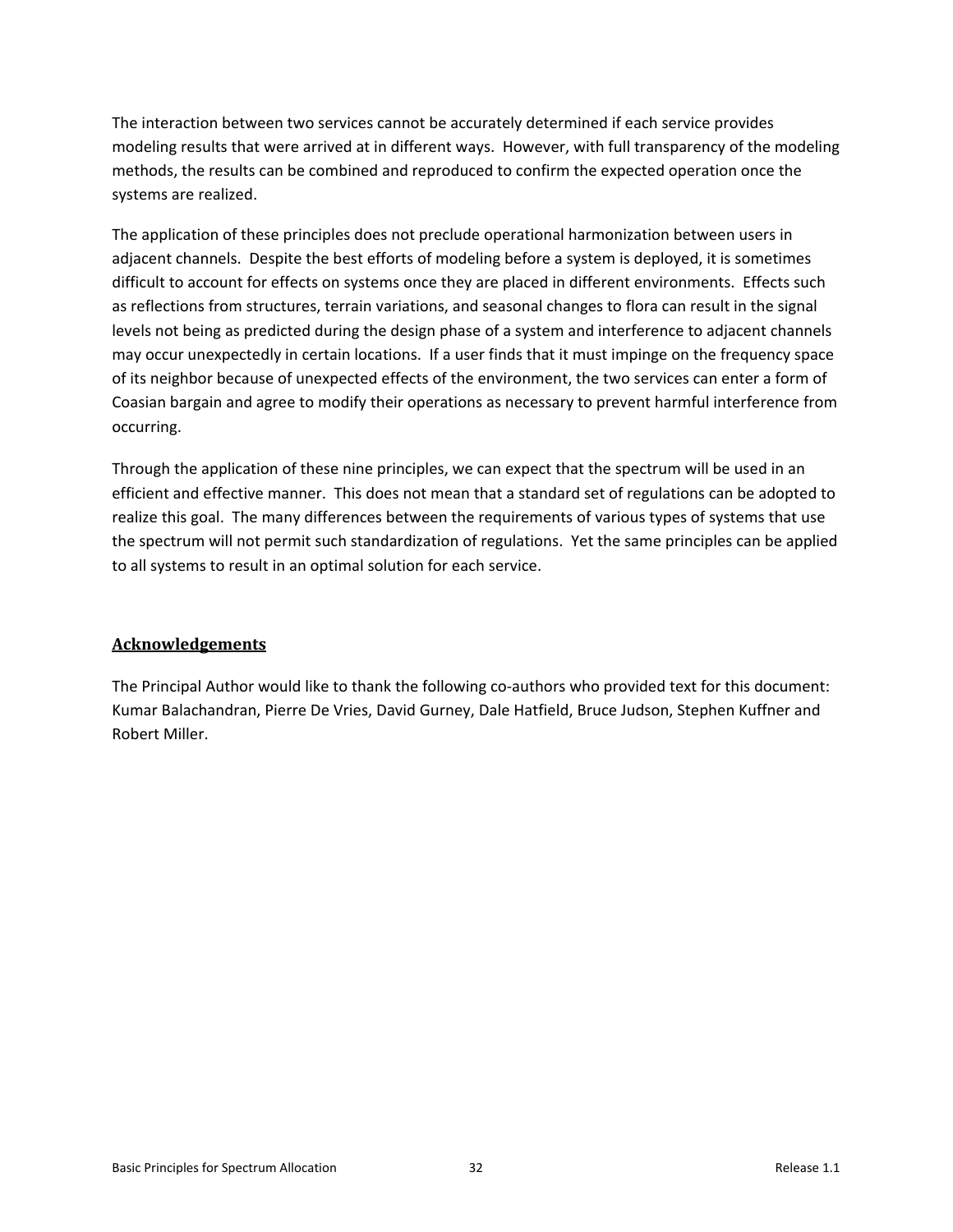The interaction between two services cannot be accurately determined if each service provides modeling results that were arrived at in different ways. However, with full transparency of the modeling methods, the results can be combined and reproduced to confirm the expected operation once the systems are realized.

The application of these principles does not preclude operational harmonization between users in adjacent channels. Despite the best efforts of modeling before a system is deployed, it is sometimes difficult to account for effects on systems once they are placed in different environments. Effects such as reflections from structures, terrain variations, and seasonal changes to flora can result in the signal levels not being as predicted during the design phase of a system and interference to adjacent channels may occur unexpectedly in certain locations. If a user finds that it must impinge on the frequency space of its neighbor because of unexpected effects of the environment, the two services can enter a form of Coasian bargain and agree to modify their operations as necessary to prevent harmful interference from occurring.

Through the application of these nine principles, we can expect that the spectrum will be used in an efficient and effective manner. This does not mean that a standard set of regulations can be adopted to realize this goal. The many differences between the requirements of various types of systems that use the spectrum will not permit such standardization of regulations. Yet the same principles can be applied to all systems to result in an optimal solution for each service.

## Acknowledgements

The Principal Author would like to thank the following co-authors who provided text for this document: Kumar Balachandran, Pierre De Vries, David Gurney, Dale Hatfield, Bruce Judson, Stephen Kuffner and Robert Miller.